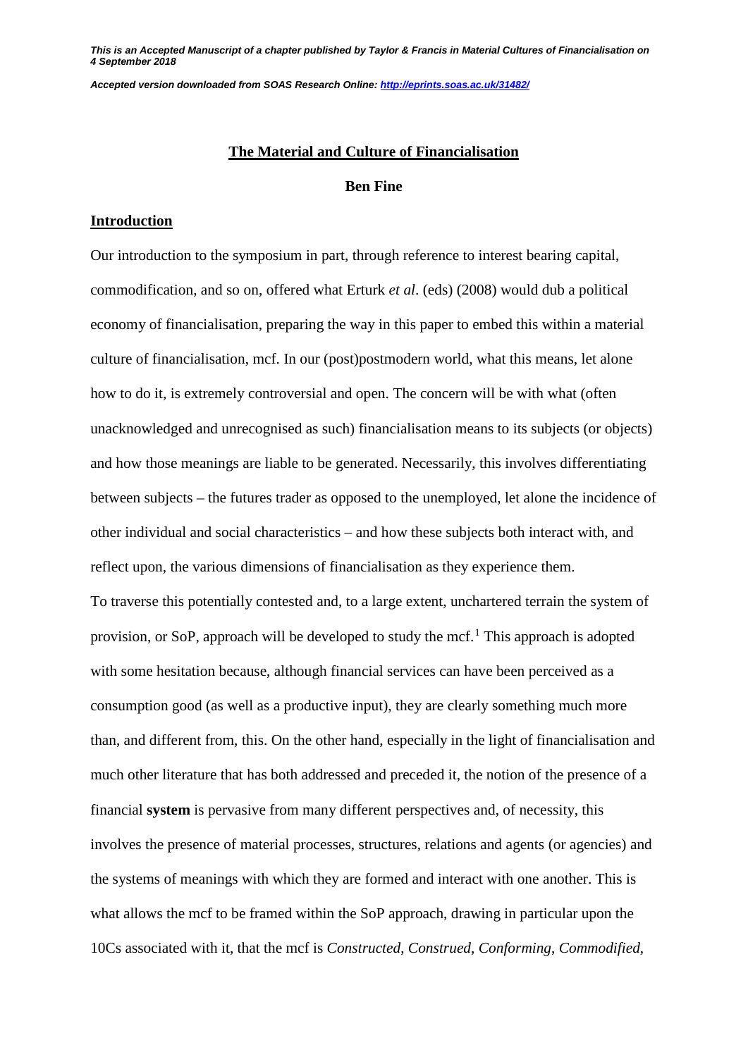*This is an Accepted Manuscript of a chapter published by Taylor & Francis in Material Cultures of Financialisation on 4 September 2018*

*Accepted version downloaded from SOAS Research Online: http://eprints.soas.ac.uk/31482/*

# The Material and Culture of Financialisation

**Ben Fine**

## Introduction

Our introduction to the symposium in part, through reference to interest bearing capital, commodification, and so on, offered what Erturk *et al*. (eds) (2008) would dub a political economy of financialisation, preparing the way in this paper to embed this within a material culture of financialisation, mcf. In our (post)postmodern world, what this means, let alone how to do it, is extremely controversial and open. The concern will be with what (often unacknowledged and unrecognised as such) financialisation means to its subjects (or objects) and how those meanings are liable to be generated. Necessarily, this involves differentiating between subjects – the futures trader as opposed to the unemployed, let alone the incidence of other individual and social characteristics – and how these subjects both interact with, and reflect upon, the various dimensions of financialisation as they experience them.

To traverse this potentially contested and, to a large extent, unchartered terrain the system of provision, or SoP, approach will be developed to study the mcf.[1] This approach is adopted with some hesitation because, although financial services can have been perceived as a consumption good (as well as a productive input), they are clearly something much more than, and different from, this. On the other hand, especially in the light of financialisation and much other literature that has both addressed and preceded it, the notion of the presence of a financial **system** is pervasive from many different perspectives and, of necessity, this involves the presence of material processes, structures, relations and agents (or agencies) and the systems of meanings with which they are formed and interact with one another. This is what allows the mcf to be framed within the SoP approach, drawing in particular upon the 10Cs associated with it, that the mcf is *Constructed*, *Construed*, *Conforming*, *Commodified*,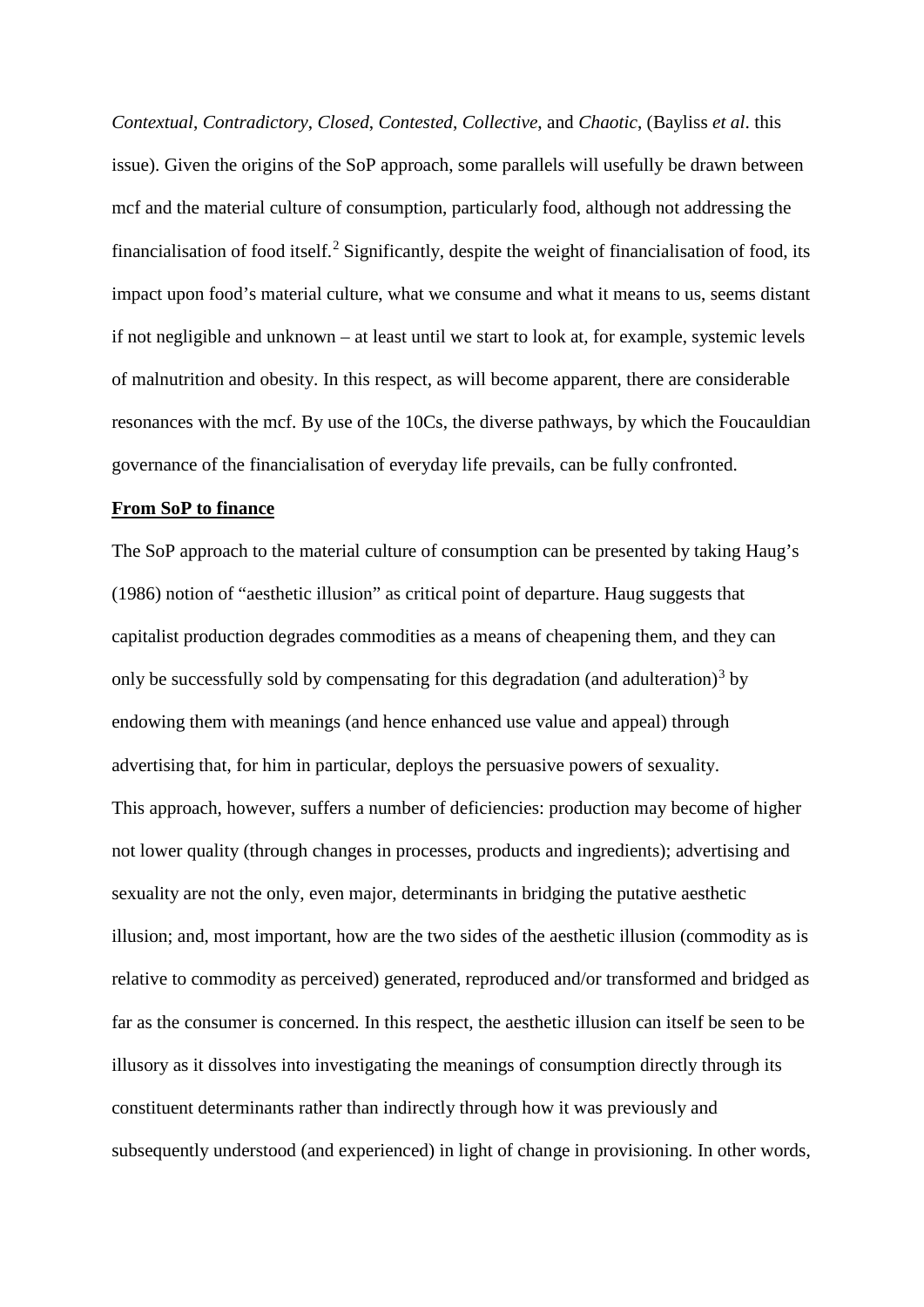*Contextual*, *Contradictory*, *Closed*, *Contested*, *Collective*, and *Chaotic*, (Bayliss *et al*. this issue). Given the origins of the SoP approach, some parallels will usefully be drawn between mcf and the material culture of consumption, particularly food, although not addressing the financialisation of food itself.[2] Significantly, despite the weight of financialisation of food, its impact upon food's material culture, what we consume and what it means to us, seems distant if not negligible and unknown – at least until we start to look at, for example, systemic levels of malnutrition and obesity. In this respect, as will become apparent, there are considerable resonances with the mcf. By use of the 10Cs, the diverse pathways, by which the Foucauldian governance of the financialisation of everyday life prevails, can be fully confronted.

## **From SoP to finance**

The SoP approach to the material culture of consumption can be presented by taking Haug's (1986) notion of "aesthetic illusion" as critical point of departure. Haug suggests that capitalist production degrades commodities as a means of cheapening them, and they can only be successfully sold by compensating for this degradation (and adulteration)[3] by endowing them with meanings (and hence enhanced use value and appeal) through advertising that, for him in particular, deploys the persuasive powers of sexuality.

This approach, however, suffers a number of deficiencies: production may become of higher not lower quality (through changes in processes, products and ingredients); advertising and sexuality are not the only, even major, determinants in bridging the putative aesthetic illusion; and, most important, how are the two sides of the aesthetic illusion (commodity as is relative to commodity as perceived) generated, reproduced and/or transformed and bridged as far as the consumer is concerned. In this respect, the aesthetic illusion can itself be seen to be illusory as it dissolves into investigating the meanings of consumption directly through its constituent determinants rather than indirectly through how it was previously and subsequently understood (and experienced) in light of change in provisioning. In other words,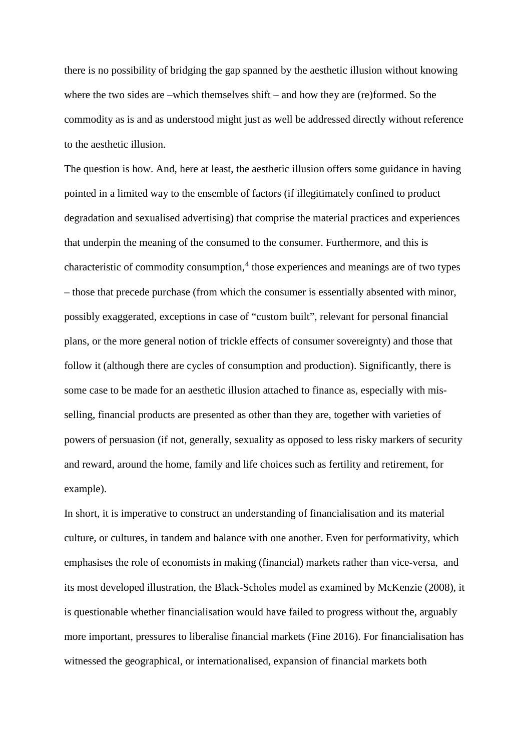there is no possibility of bridging the gap spanned by the aesthetic illusion without knowing where the two sides are –which themselves shift – and how they are (re)formed. So the commodity as is and as understood might just as well be addressed directly without reference to the aesthetic illusion.

The question is how. And, here at least, the aesthetic illusion offers some guidance in having pointed in a limited way to the ensemble of factors (if illegitimately confined to product degradation and sexualised advertising) that comprise the material practices and experiences that underpin the meaning of the consumed to the consumer. Furthermore, and this is characteristic of commodity consumption,[4] those experiences and meanings are of two types – those that precede purchase (from which the consumer is essentially absented with minor, possibly exaggerated, exceptions in case of "custom built", relevant for personal financial plans, or the more general notion of trickle effects of consumer sovereignty) and those that follow it (although there are cycles of consumption and production). Significantly, there is some case to be made for an aesthetic illusion attached to finance as, especially with mis-selling, financial products are presented as other than they are, together with varieties of powers of persuasion (if not, generally, sexuality as opposed to less risky markers of security and reward, around the home, family and life choices such as fertility and retirement, for example).

In short, it is imperative to construct an understanding of financialisation and its material culture, or cultures, in tandem and balance with one another. Even for performativity, which emphasises the role of economists in making (financial) markets rather than vice-versa, and its most developed illustration, the Black-Scholes model as examined by McKenzie (2008), it is questionable whether financialisation would have failed to progress without the, arguably more important, pressures to liberalise financial markets (Fine 2016). For financialisation has witnessed the geographical, or internationalised, expansion of financial markets both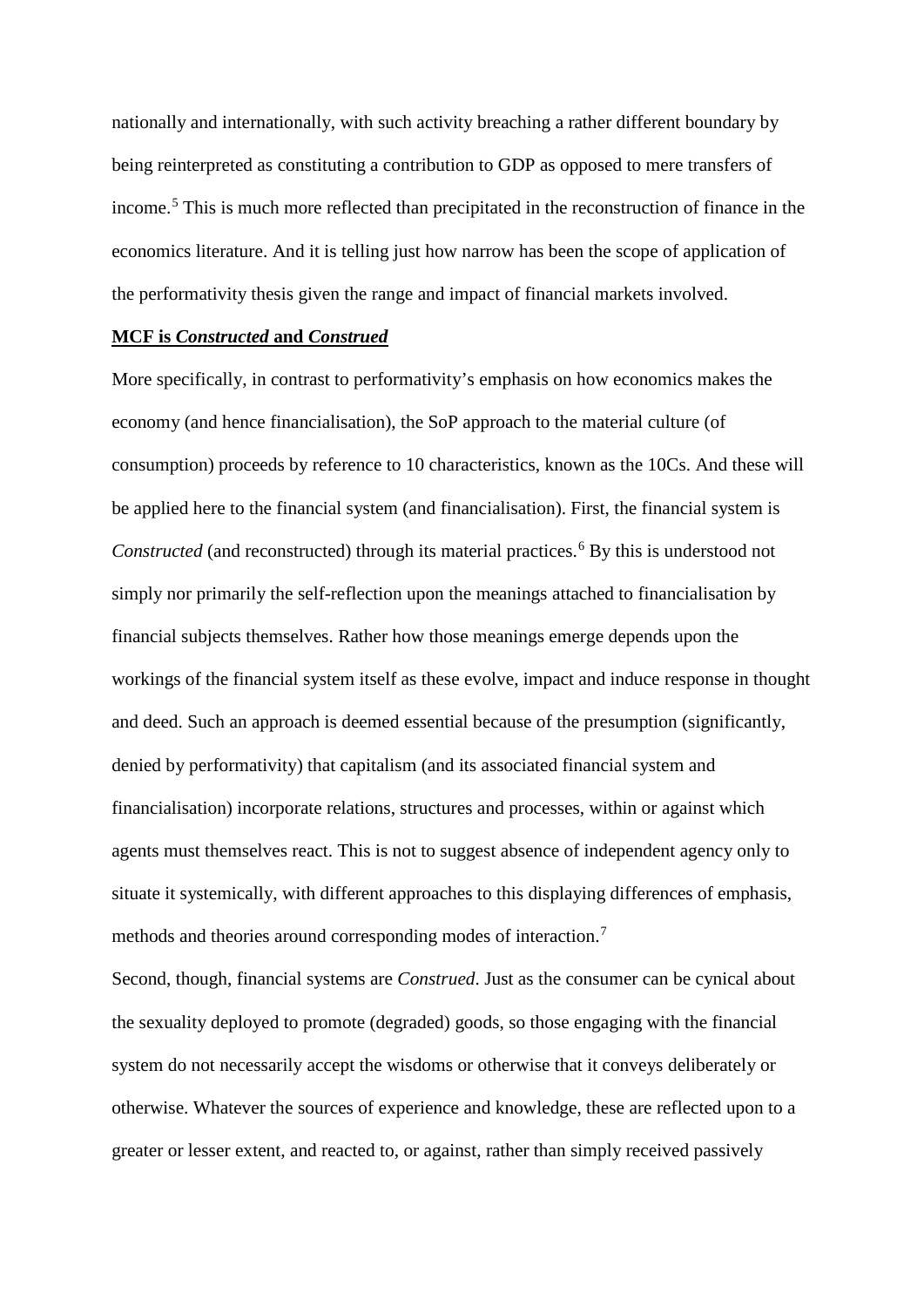nationally and internationally, with such activity breaching a rather different boundary by being reinterpreted as constituting a contribution to GDP as opposed to mere transfers of income.[5] This is much more reflected than precipitated in the reconstruction of finance in the economics literature. And it is telling just how narrow has been the scope of application of the performativity thesis given the range and impact of financial markets involved.

**MCF is *Constructed* and *Construed***

More specifically, in contrast to performativity's emphasis on how economics makes the economy (and hence financialisation), the SoP approach to the material culture (of consumption) proceeds by reference to 10 characteristics, known as the 10Cs. And these will be applied here to the financial system (and financialisation). First, the financial system is *Constructed* (and reconstructed) through its material practices.[6] By this is understood not simply nor primarily the self-reflection upon the meanings attached to financialisation by financial subjects themselves. Rather how those meanings emerge depends upon the workings of the financial system itself as these evolve, impact and induce response in thought and deed. Such an approach is deemed essential because of the presumption (significantly, denied by performativity) that capitalism (and its associated financial system and financialisation) incorporate relations, structures and processes, within or against which agents must themselves react. This is not to suggest absence of independent agency only to situate it systemically, with different approaches to this displaying differences of emphasis, methods and theories around corresponding modes of interaction.[7]

Second, though, financial systems are *Construed*. Just as the consumer can be cynical about the sexuality deployed to promote (degraded) goods, so those engaging with the financial system do not necessarily accept the wisdoms or otherwise that it conveys deliberately or otherwise. Whatever the sources of experience and knowledge, these are reflected upon to a greater or lesser extent, and reacted to, or against, rather than simply received passively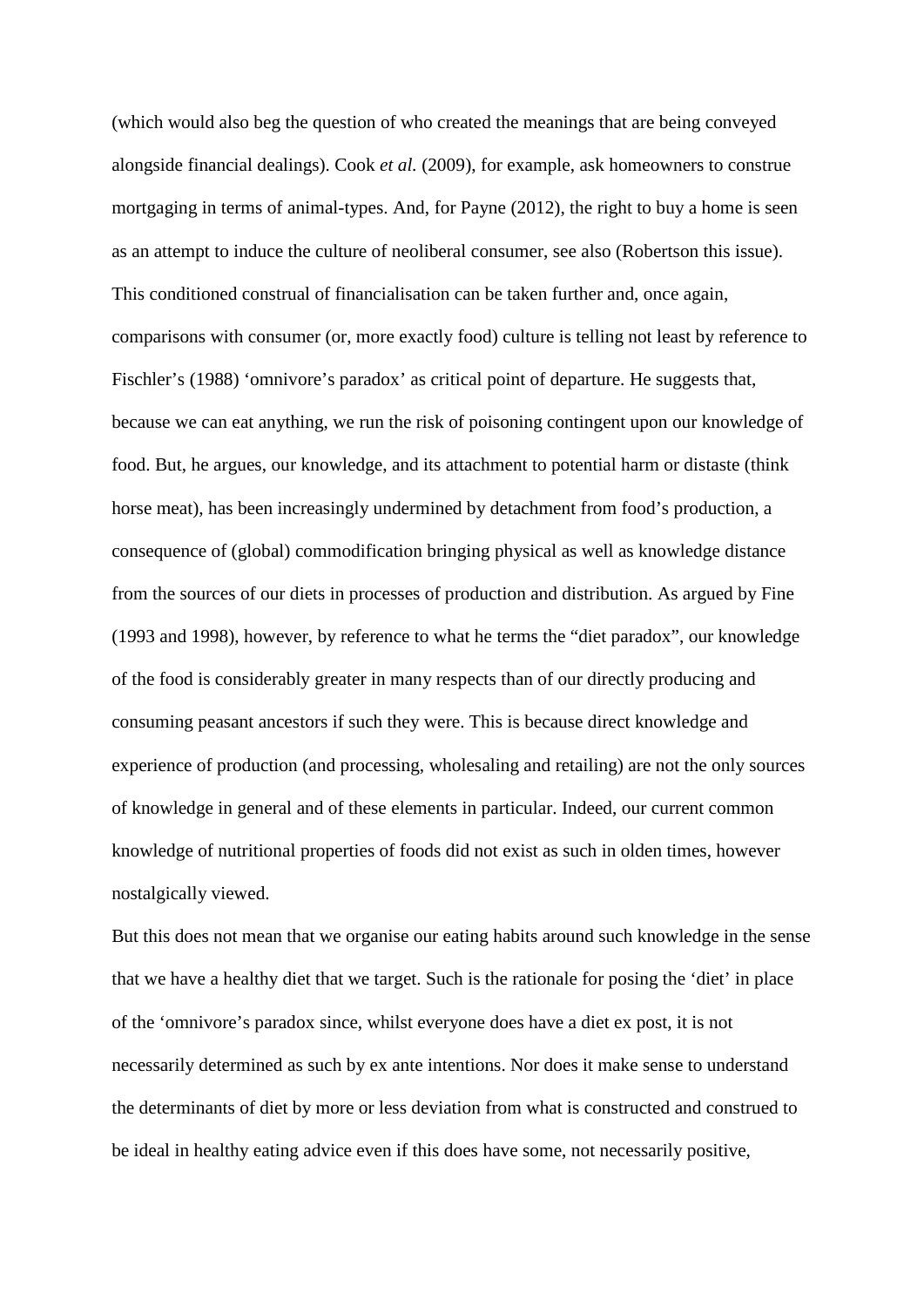(which would also beg the question of who created the meanings that are being conveyed alongside financial dealings). Cook *et al.* (2009), for example, ask homeowners to construe mortgaging in terms of animal-types. And, for Payne (2012), the right to buy a home is seen as an attempt to induce the culture of neoliberal consumer, see also (Robertson this issue). This conditioned construal of financialisation can be taken further and, once again, comparisons with consumer (or, more exactly food) culture is telling not least by reference to Fischler's (1988) 'omnivore's paradox' as critical point of departure. He suggests that, because we can eat anything, we run the risk of poisoning contingent upon our knowledge of food. But, he argues, our knowledge, and its attachment to potential harm or distaste (think horse meat), has been increasingly undermined by detachment from food's production, a consequence of (global) commodification bringing physical as well as knowledge distance from the sources of our diets in processes of production and distribution. As argued by Fine (1993 and 1998), however, by reference to what he terms the "diet paradox", our knowledge of the food is considerably greater in many respects than of our directly producing and consuming peasant ancestors if such they were. This is because direct knowledge and experience of production (and processing, wholesaling and retailing) are not the only sources of knowledge in general and of these elements in particular. Indeed, our current common knowledge of nutritional properties of foods did not exist as such in olden times, however nostalgically viewed.

But this does not mean that we organise our eating habits around such knowledge in the sense that we have a healthy diet that we target. Such is the rationale for posing the 'diet' in place of the 'omnivore's paradox since, whilst everyone does have a diet ex post, it is not necessarily determined as such by ex ante intentions. Nor does it make sense to understand the determinants of diet by more or less deviation from what is constructed and construed to be ideal in healthy eating advice even if this does have some, not necessarily positive,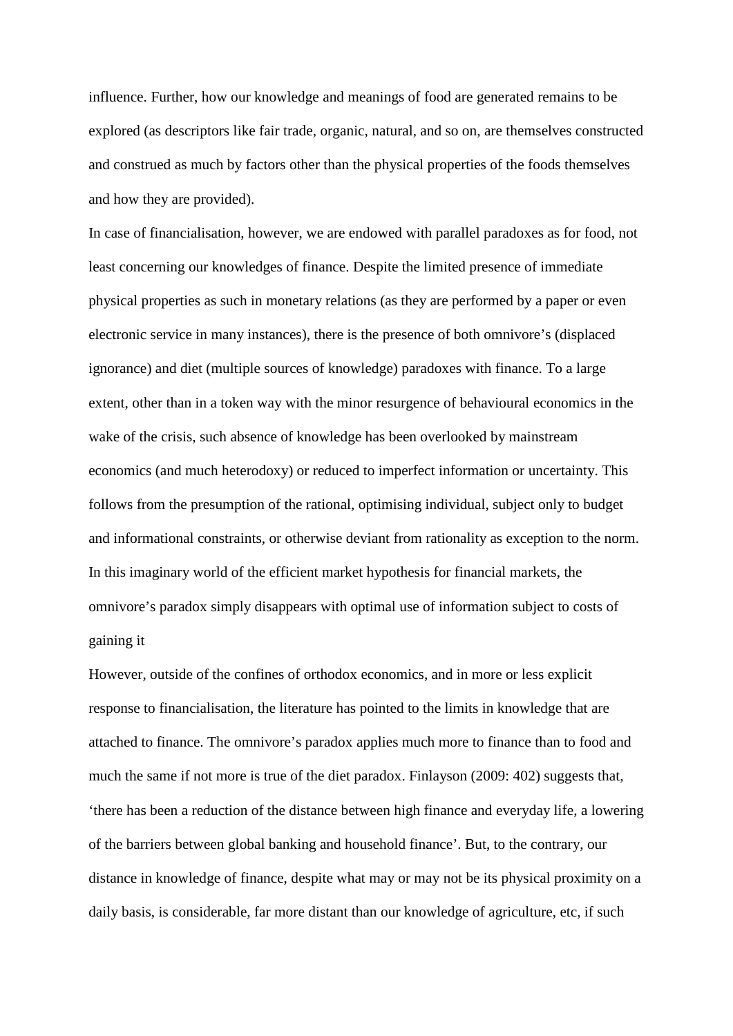influence. Further, how our knowledge and meanings of food are generated remains to be explored (as descriptors like fair trade, organic, natural, and so on, are themselves constructed and construed as much by factors other than the physical properties of the foods themselves and how they are provided).

In case of financialisation, however, we are endowed with parallel paradoxes as for food, not least concerning our knowledges of finance. Despite the limited presence of immediate physical properties as such in monetary relations (as they are performed by a paper or even electronic service in many instances), there is the presence of both omnivore's (displaced ignorance) and diet (multiple sources of knowledge) paradoxes with finance. To a large extent, other than in a token way with the minor resurgence of behavioural economics in the wake of the crisis, such absence of knowledge has been overlooked by mainstream economics (and much heterodoxy) or reduced to imperfect information or uncertainty. This follows from the presumption of the rational, optimising individual, subject only to budget and informational constraints, or otherwise deviant from rationality as exception to the norm. In this imaginary world of the efficient market hypothesis for financial markets, the omnivore's paradox simply disappears with optimal use of information subject to costs of gaining it

However, outside of the confines of orthodox economics, and in more or less explicit response to financialisation, the literature has pointed to the limits in knowledge that are attached to finance. The omnivore's paradox applies much more to finance than to food and much the same if not more is true of the diet paradox. Finlayson (2009: 402) suggests that, 'there has been a reduction of the distance between high finance and everyday life, a lowering of the barriers between global banking and household finance'. But, to the contrary, our distance in knowledge of finance, despite what may or may not be its physical proximity on a daily basis, is considerable, far more distant than our knowledge of agriculture, etc, if such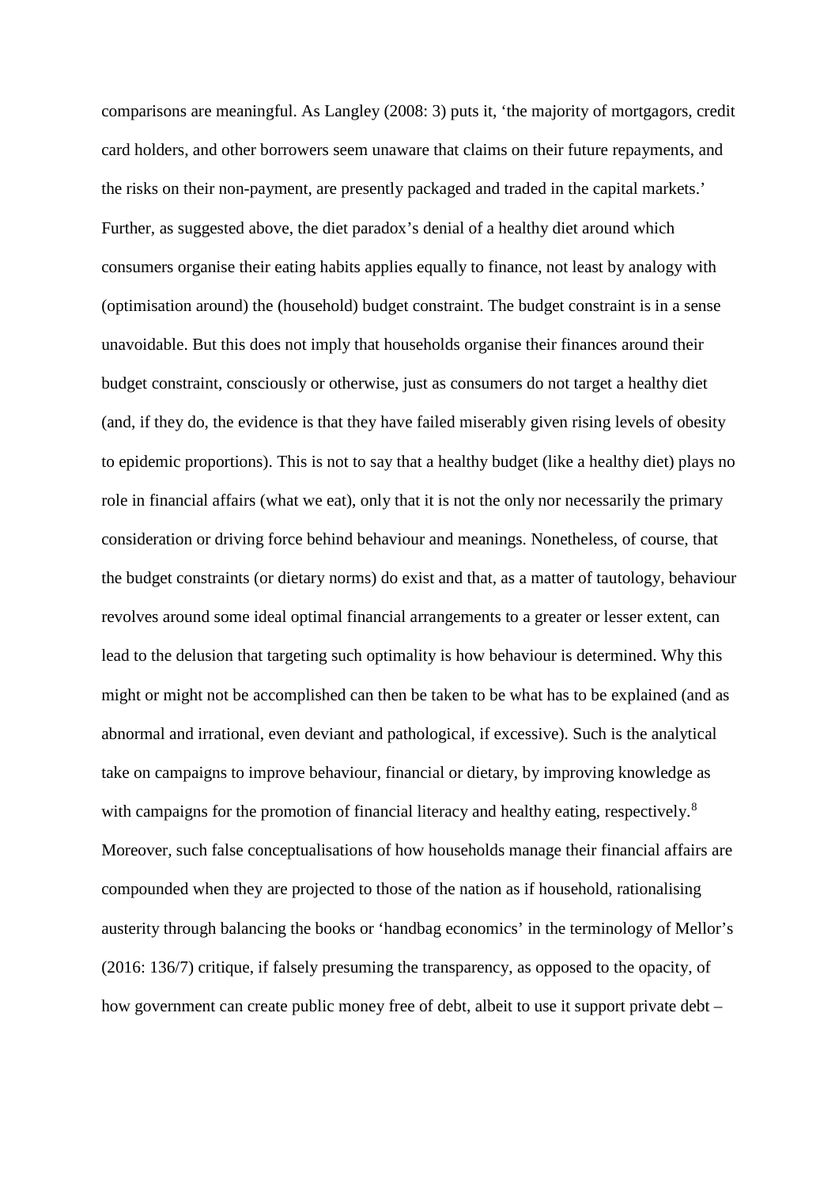comparisons are meaningful. As Langley (2008: 3) puts it, 'the majority of mortgagors, credit card holders, and other borrowers seem unaware that claims on their future repayments, and the risks on their non-payment, are presently packaged and traded in the capital markets.' Further, as suggested above, the diet paradox's denial of a healthy diet around which consumers organise their eating habits applies equally to finance, not least by analogy with (optimisation around) the (household) budget constraint. The budget constraint is in a sense unavoidable. But this does not imply that households organise their finances around their budget constraint, consciously or otherwise, just as consumers do not target a healthy diet (and, if they do, the evidence is that they have failed miserably given rising levels of obesity to epidemic proportions). This is not to say that a healthy budget (like a healthy diet) plays no role in financial affairs (what we eat), only that it is not the only nor necessarily the primary consideration or driving force behind behaviour and meanings. Nonetheless, of course, that the budget constraints (or dietary norms) do exist and that, as a matter of tautology, behaviour revolves around some ideal optimal financial arrangements to a greater or lesser extent, can lead to the delusion that targeting such optimality is how behaviour is determined. Why this might or might not be accomplished can then be taken to be what has to be explained (and as abnormal and irrational, even deviant and pathological, if excessive). Such is the analytical take on campaigns to improve behaviour, financial or dietary, by improving knowledge as with campaigns for the promotion of financial literacy and healthy eating, respectively.[8] Moreover, such false conceptualisations of how households manage their financial affairs are compounded when they are projected to those of the nation as if household, rationalising austerity through balancing the books or 'handbag economics' in the terminology of Mellor's (2016: 136/7) critique, if falsely presuming the transparency, as opposed to the opacity, of how government can create public money free of debt, albeit to use it support private debt –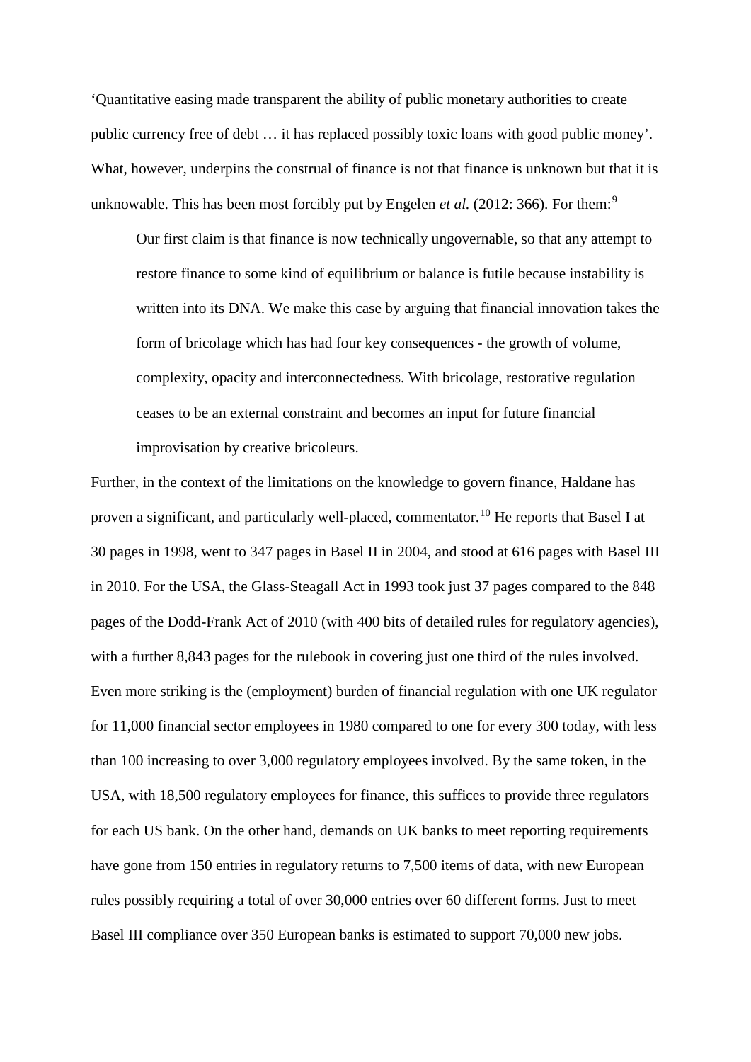‘Quantitative easing made transparent the ability of public monetary authorities to create public currency free of debt … it has replaced possibly toxic loans with good public money’. What, however, underpins the construal of finance is not that finance is unknown but that it is unknowable. This has been most forcibly put by Engelen *et al.* (2012: 366). For them:[9]

> Our first claim is that finance is now technically ungovernable, so that any attempt to restore finance to some kind of equilibrium or balance is futile because instability is written into its DNA. We make this case by arguing that financial innovation takes the form of bricolage which has had four key consequences - the growth of volume, complexity, opacity and interconnectedness. With bricolage, restorative regulation ceases to be an external constraint and becomes an input for future financial improvisation by creative bricoleurs.

Further, in the context of the limitations on the knowledge to govern finance, Haldane has proven a significant, and particularly well-placed, commentator.[10] He reports that Basel I at 30 pages in 1998, went to 347 pages in Basel II in 2004, and stood at 616 pages with Basel III in 2010. For the USA, the Glass-Steagall Act in 1993 took just 37 pages compared to the 848 pages of the Dodd-Frank Act of 2010 (with 400 bits of detailed rules for regulatory agencies), with a further 8,843 pages for the rulebook in covering just one third of the rules involved. Even more striking is the (employment) burden of financial regulation with one UK regulator for 11,000 financial sector employees in 1980 compared to one for every 300 today, with less than 100 increasing to over 3,000 regulatory employees involved. By the same token, in the USA, with 18,500 regulatory employees for finance, this suffices to provide three regulators for each US bank. On the other hand, demands on UK banks to meet reporting requirements have gone from 150 entries in regulatory returns to 7,500 items of data, with new European rules possibly requiring a total of over 30,000 entries over 60 different forms. Just to meet Basel III compliance over 350 European banks is estimated to support 70,000 new jobs.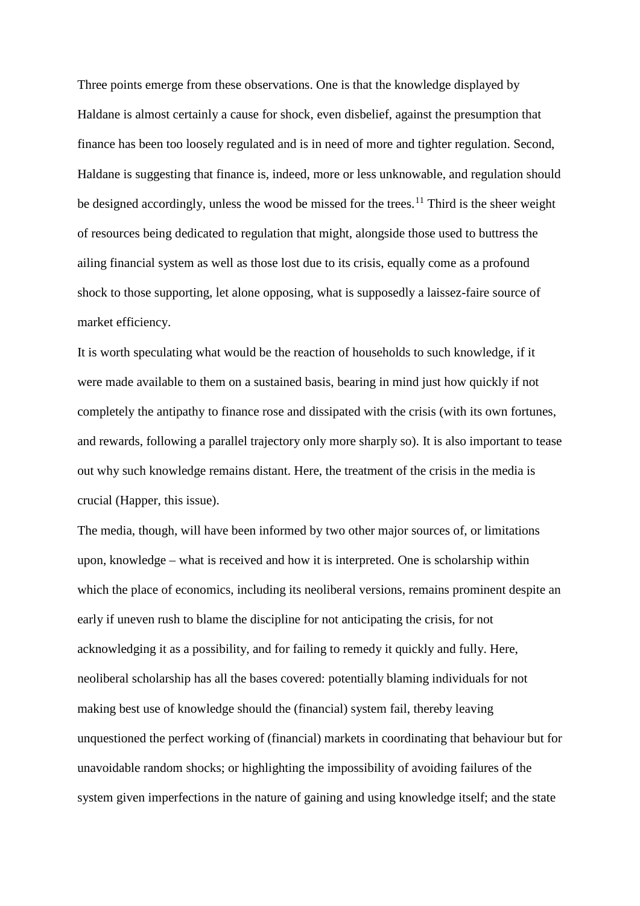Three points emerge from these observations. One is that the knowledge displayed by Haldane is almost certainly a cause for shock, even disbelief, against the presumption that finance has been too loosely regulated and is in need of more and tighter regulation. Second, Haldane is suggesting that finance is, indeed, more or less unknowable, and regulation should be designed accordingly, unless the wood be missed for the trees.[11] Third is the sheer weight of resources being dedicated to regulation that might, alongside those used to buttress the ailing financial system as well as those lost due to its crisis, equally come as a profound shock to those supporting, let alone opposing, what is supposedly a laissez-faire source of market efficiency.

It is worth speculating what would be the reaction of households to such knowledge, if it were made available to them on a sustained basis, bearing in mind just how quickly if not completely the antipathy to finance rose and dissipated with the crisis (with its own fortunes, and rewards, following a parallel trajectory only more sharply so). It is also important to tease out why such knowledge remains distant. Here, the treatment of the crisis in the media is crucial (Happer, this issue).

The media, though, will have been informed by two other major sources of, or limitations upon, knowledge – what is received and how it is interpreted. One is scholarship within which the place of economics, including its neoliberal versions, remains prominent despite an early if uneven rush to blame the discipline for not anticipating the crisis, for not acknowledging it as a possibility, and for failing to remedy it quickly and fully. Here, neoliberal scholarship has all the bases covered: potentially blaming individuals for not making best use of knowledge should the (financial) system fail, thereby leaving unquestioned the perfect working of (financial) markets in coordinating that behaviour but for unavoidable random shocks; or highlighting the impossibility of avoiding failures of the system given imperfections in the nature of gaining and using knowledge itself; and the state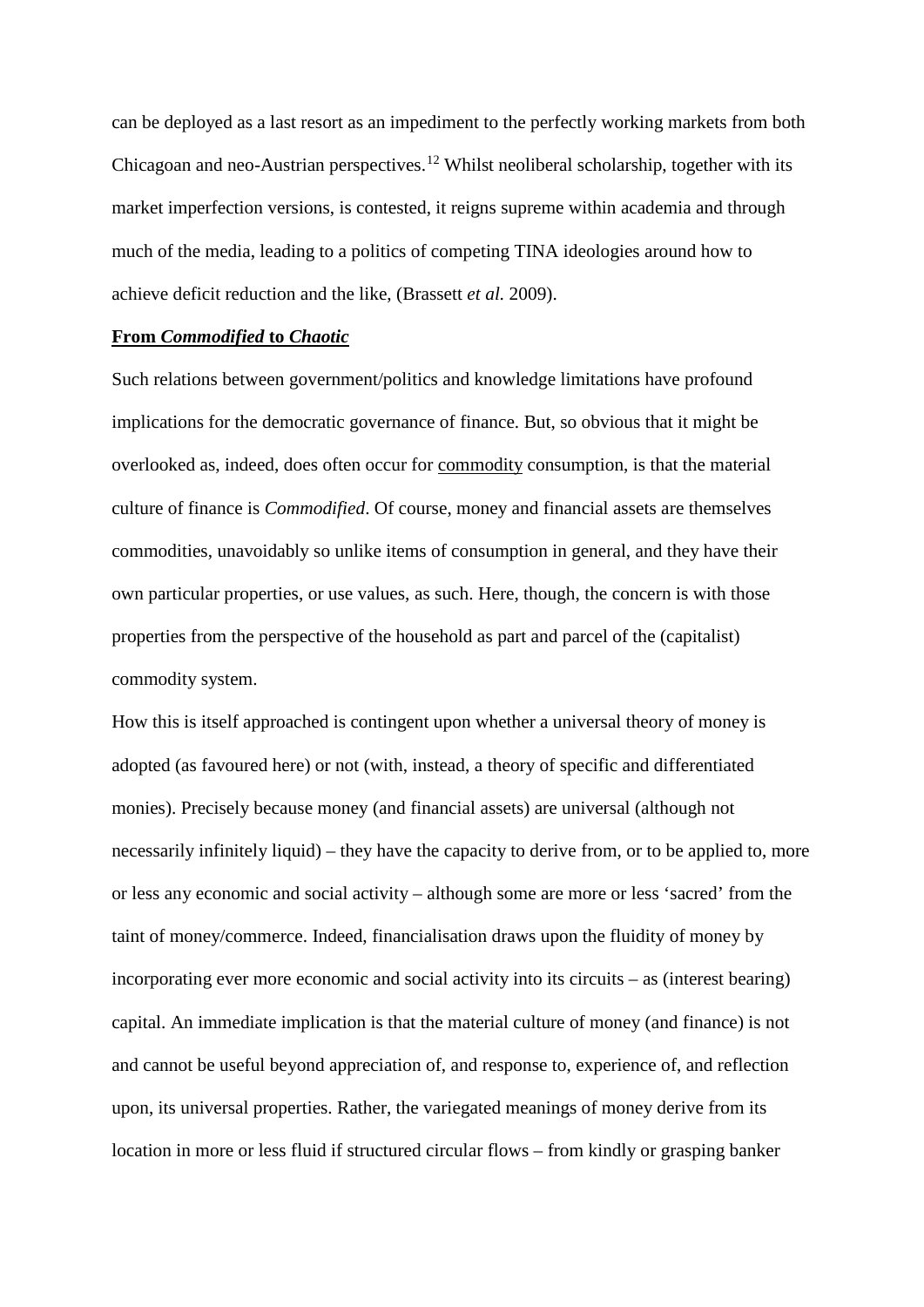can be deployed as a last resort as an impediment to the perfectly working markets from both Chicagoan and neo-Austrian perspectives.[12] Whilst neoliberal scholarship, together with its market imperfection versions, is contested, it reigns supreme within academia and through much of the media, leading to a politics of competing TINA ideologies around how to achieve deficit reduction and the like, (Brassett *et al.* 2009).

## From *Commodified* to *Chaotic*

Such relations between government/politics and knowledge limitations have profound implications for the democratic governance of finance. But, so obvious that it might be overlooked as, indeed, does often occur for commodity consumption, is that the material culture of finance is *Commodified*. Of course, money and financial assets are themselves commodities, unavoidably so unlike items of consumption in general, and they have their own particular properties, or use values, as such. Here, though, the concern is with those properties from the perspective of the household as part and parcel of the (capitalist) commodity system.

How this is itself approached is contingent upon whether a universal theory of money is adopted (as favoured here) or not (with, instead, a theory of specific and differentiated monies). Precisely because money (and financial assets) are universal (although not necessarily infinitely liquid) – they have the capacity to derive from, or to be applied to, more or less any economic and social activity – although some are more or less 'sacred' from the taint of money/commerce. Indeed, financialisation draws upon the fluidity of money by incorporating ever more economic and social activity into its circuits – as (interest bearing) capital. An immediate implication is that the material culture of money (and finance) is not and cannot be useful beyond appreciation of, and response to, experience of, and reflection upon, its universal properties. Rather, the variegated meanings of money derive from its location in more or less fluid if structured circular flows – from kindly or grasping banker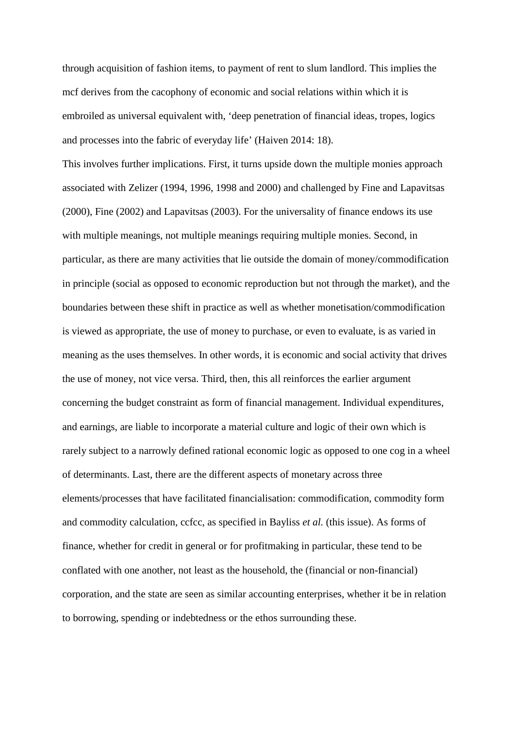through acquisition of fashion items, to payment of rent to slum landlord. This implies the mcf derives from the cacophony of economic and social relations within which it is embroiled as universal equivalent with, 'deep penetration of financial ideas, tropes, logics and processes into the fabric of everyday life' (Haiven 2014: 18).

This involves further implications. First, it turns upside down the multiple monies approach associated with Zelizer (1994, 1996, 1998 and 2000) and challenged by Fine and Lapavitsas (2000), Fine (2002) and Lapavitsas (2003). For the universality of finance endows its use with multiple meanings, not multiple meanings requiring multiple monies. Second, in particular, as there are many activities that lie outside the domain of money/commodification in principle (social as opposed to economic reproduction but not through the market), and the boundaries between these shift in practice as well as whether monetisation/commodification is viewed as appropriate, the use of money to purchase, or even to evaluate, is as varied in meaning as the uses themselves. In other words, it is economic and social activity that drives the use of money, not vice versa. Third, then, this all reinforces the earlier argument concerning the budget constraint as form of financial management. Individual expenditures, and earnings, are liable to incorporate a material culture and logic of their own which is rarely subject to a narrowly defined rational economic logic as opposed to one cog in a wheel of determinants. Last, there are the different aspects of monetary across three elements/processes that have facilitated financialisation: commodification, commodity form and commodity calculation, ccfcc, as specified in Bayliss *et al.* (this issue). As forms of finance, whether for credit in general or for profitmaking in particular, these tend to be conflated with one another, not least as the household, the (financial or non-financial) corporation, and the state are seen as similar accounting enterprises, whether it be in relation to borrowing, spending or indebtedness or the ethos surrounding these.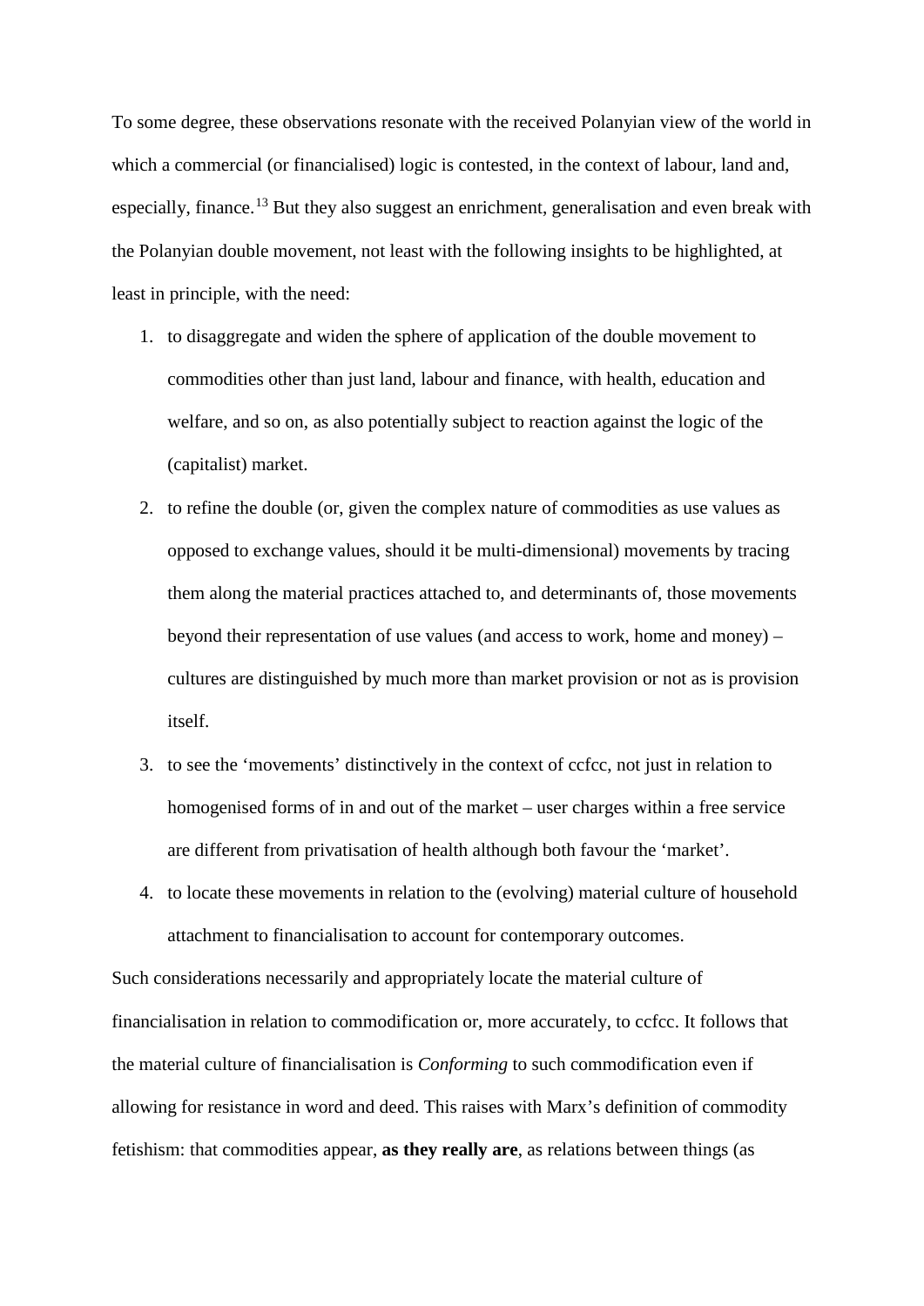To some degree, these observations resonate with the received Polanyian view of the world in which a commercial (or financialised) logic is contested, in the context of labour, land and, especially, finance.[13] But they also suggest an enrichment, generalisation and even break with the Polanyian double movement, not least with the following insights to be highlighted, at least in principle, with the need:

1. to disaggregate and widen the sphere of application of the double movement to commodities other than just land, labour and finance, with health, education and welfare, and so on, as also potentially subject to reaction against the logic of the (capitalist) market.
2. to refine the double (or, given the complex nature of commodities as use values as opposed to exchange values, should it be multi-dimensional) movements by tracing them along the material practices attached to, and determinants of, those movements beyond their representation of use values (and access to work, home and money) – cultures are distinguished by much more than market provision or not as is provision itself.
3. to see the 'movements' distinctively in the context of ccfcc, not just in relation to homogenised forms of in and out of the market – user charges within a free service are different from privatisation of health although both favour the 'market'.
4. to locate these movements in relation to the (evolving) material culture of household attachment to financialisation to account for contemporary outcomes.

Such considerations necessarily and appropriately locate the material culture of financialisation in relation to commodification or, more accurately, to ccfcc. It follows that the material culture of financialisation is *Conforming* to such commodification even if allowing for resistance in word and deed. This raises with Marx's definition of commodity fetishism: that commodities appear, **as they really are**, as relations between things (as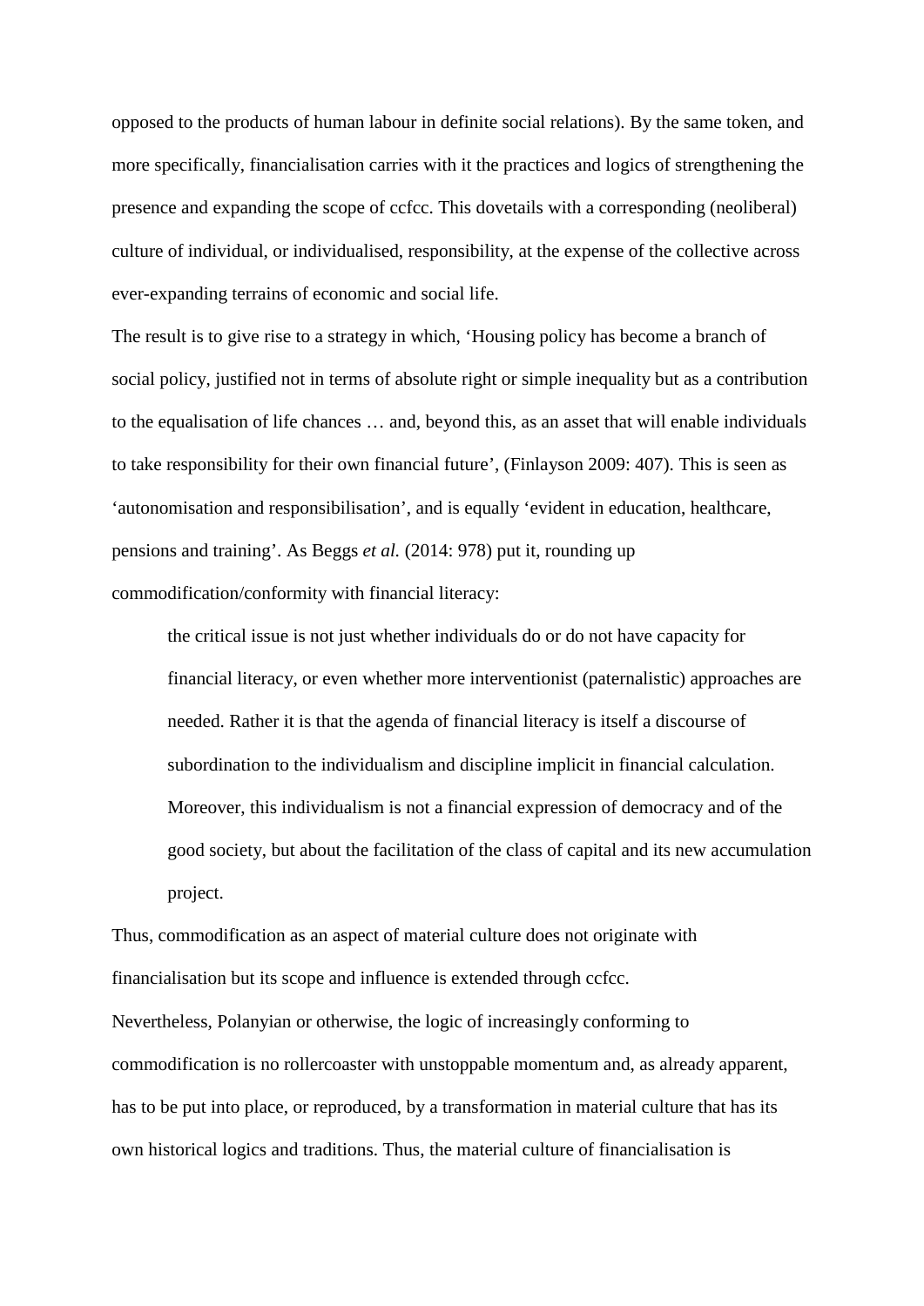opposed to the products of human labour in definite social relations). By the same token, and more specifically, financialisation carries with it the practices and logics of strengthening the presence and expanding the scope of ccfcc. This dovetails with a corresponding (neoliberal) culture of individual, or individualised, responsibility, at the expense of the collective across ever-expanding terrains of economic and social life.

The result is to give rise to a strategy in which, 'Housing policy has become a branch of social policy, justified not in terms of absolute right or simple inequality but as a contribution to the equalisation of life chances … and, beyond this, as an asset that will enable individuals to take responsibility for their own financial future', (Finlayson 2009: 407). This is seen as 'autonomisation and responsibilisation', and is equally 'evident in education, healthcare, pensions and training'. As Beggs *et al.* (2014: 978) put it, rounding up commodification/conformity with financial literacy:

> the critical issue is not just whether individuals do or do not have capacity for financial literacy, or even whether more interventionist (paternalistic) approaches are needed. Rather it is that the agenda of financial literacy is itself a discourse of subordination to the individualism and discipline implicit in financial calculation. Moreover, this individualism is not a financial expression of democracy and of the good society, but about the facilitation of the class of capital and its new accumulation project.

Thus, commodification as an aspect of material culture does not originate with financialisation but its scope and influence is extended through ccfcc.

Nevertheless, Polanyian or otherwise, the logic of increasingly conforming to commodification is no rollercoaster with unstoppable momentum and, as already apparent, has to be put into place, or reproduced, by a transformation in material culture that has its own historical logics and traditions. Thus, the material culture of financialisation is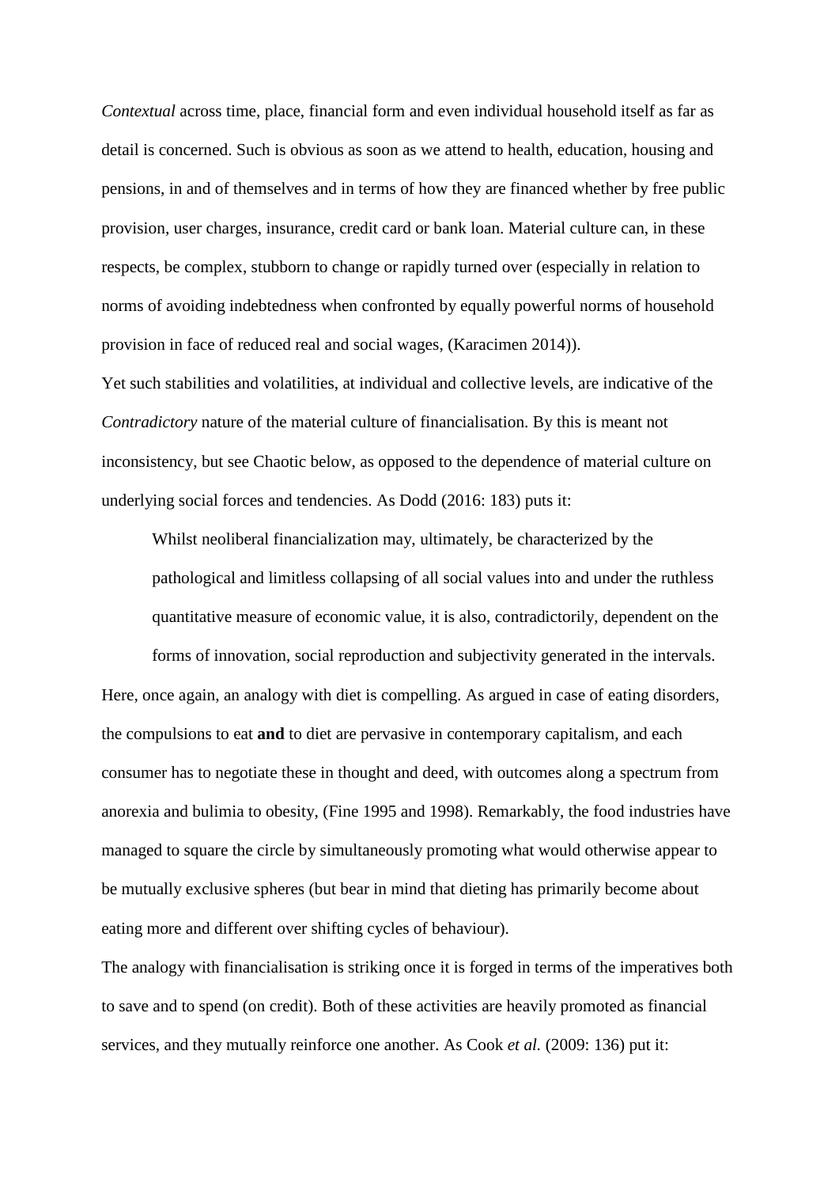*Contextual* across time, place, financial form and even individual household itself as far as detail is concerned. Such is obvious as soon as we attend to health, education, housing and pensions, in and of themselves and in terms of how they are financed whether by free public provision, user charges, insurance, credit card or bank loan. Material culture can, in these respects, be complex, stubborn to change or rapidly turned over (especially in relation to norms of avoiding indebtedness when confronted by equally powerful norms of household provision in face of reduced real and social wages, (Karacimen 2014)).

Yet such stabilities and volatilities, at individual and collective levels, are indicative of the *Contradictory* nature of the material culture of financialisation. By this is meant not inconsistency, but see Chaotic below, as opposed to the dependence of material culture on underlying social forces and tendencies. As Dodd (2016: 183) puts it:

> Whilst neoliberal financialization may, ultimately, be characterized by the pathological and limitless collapsing of all social values into and under the ruthless quantitative measure of economic value, it is also, contradictorily, dependent on the forms of innovation, social reproduction and subjectivity generated in the intervals.

Here, once again, an analogy with diet is compelling. As argued in case of eating disorders, the compulsions to eat **and** to diet are pervasive in contemporary capitalism, and each consumer has to negotiate these in thought and deed, with outcomes along a spectrum from anorexia and bulimia to obesity, (Fine 1995 and 1998). Remarkably, the food industries have managed to square the circle by simultaneously promoting what would otherwise appear to be mutually exclusive spheres (but bear in mind that dieting has primarily become about eating more and different over shifting cycles of behaviour).

The analogy with financialisation is striking once it is forged in terms of the imperatives both to save and to spend (on credit). Both of these activities are heavily promoted as financial services, and they mutually reinforce one another. As Cook *et al.* (2009: 136) put it: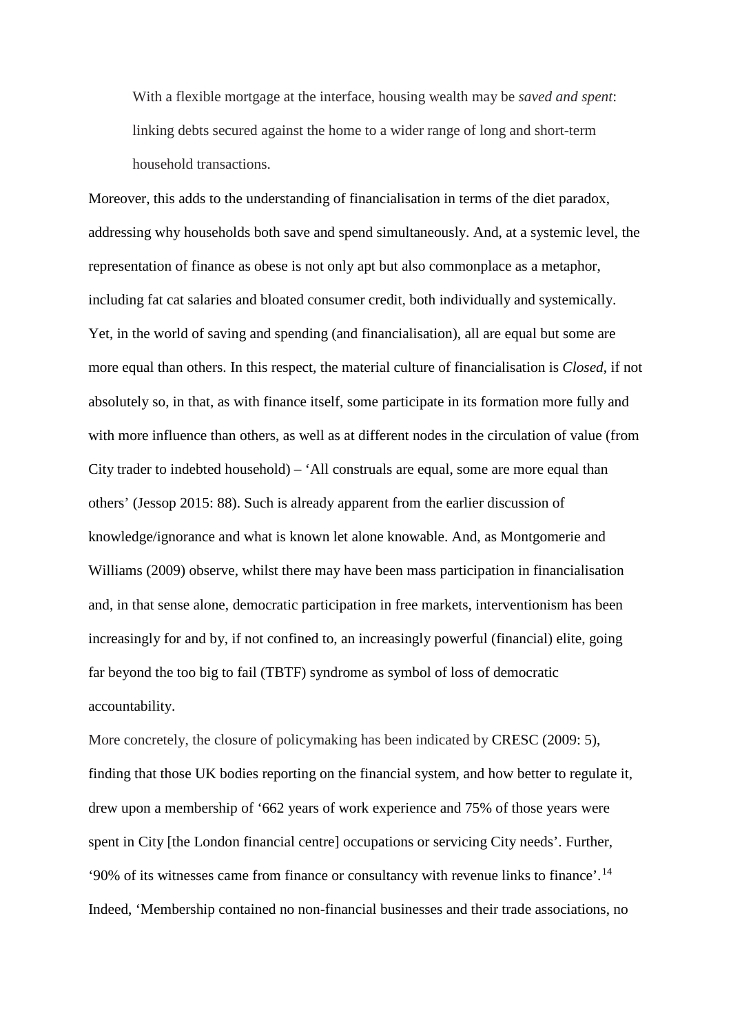> With a flexible mortgage at the interface, housing wealth may be *saved and spent*: linking debts secured against the home to a wider range of long and short-term household transactions.

Moreover, this adds to the understanding of financialisation in terms of the diet paradox, addressing why households both save and spend simultaneously. And, at a systemic level, the representation of finance as obese is not only apt but also commonplace as a metaphor, including fat cat salaries and bloated consumer credit, both individually and systemically. Yet, in the world of saving and spending (and financialisation), all are equal but some are more equal than others. In this respect, the material culture of financialisation is *Closed*, if not absolutely so, in that, as with finance itself, some participate in its formation more fully and with more influence than others, as well as at different nodes in the circulation of value (from City trader to indebted household) – 'All construals are equal, some are more equal than others' (Jessop 2015: 88). Such is already apparent from the earlier discussion of knowledge/ignorance and what is known let alone knowable. And, as Montgomerie and Williams (2009) observe, whilst there may have been mass participation in financialisation and, in that sense alone, democratic participation in free markets, interventionism has been increasingly for and by, if not confined to, an increasingly powerful (financial) elite, going far beyond the too big to fail (TBTF) syndrome as symbol of loss of democratic accountability.

More concretely, the closure of policymaking has been indicated by CRESC (2009: 5), finding that those UK bodies reporting on the financial system, and how better to regulate it, drew upon a membership of '662 years of work experience and 75% of those years were spent in City [the London financial centre] occupations or servicing City needs'. Further, '90% of its witnesses came from finance or consultancy with revenue links to finance'.[14] Indeed, 'Membership contained no non-financial businesses and their trade associations, no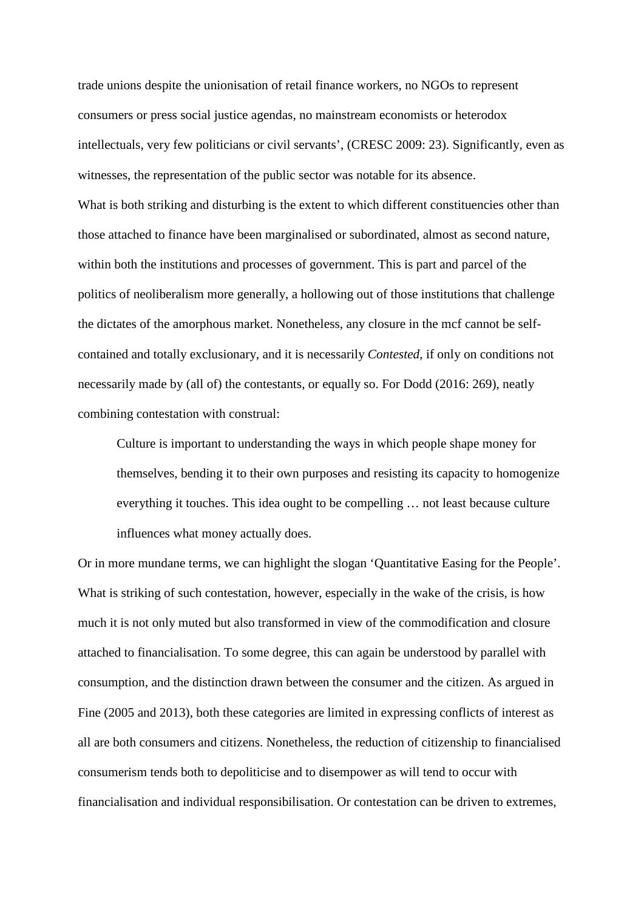trade unions despite the unionisation of retail finance workers, no NGOs to represent consumers or press social justice agendas, no mainstream economists or heterodox intellectuals, very few politicians or civil servants', (CRESC 2009: 23). Significantly, even as witnesses, the representation of the public sector was notable for its absence.

What is both striking and disturbing is the extent to which different constituencies other than those attached to finance have been marginalised or subordinated, almost as second nature, within both the institutions and processes of government. This is part and parcel of the politics of neoliberalism more generally, a hollowing out of those institutions that challenge the dictates of the amorphous market. Nonetheless, any closure in the mcf cannot be self-contained and totally exclusionary, and it is necessarily *Contested*, if only on conditions not necessarily made by (all of) the contestants, or equally so. For Dodd (2016: 269), neatly combining contestation with construal:

> Culture is important to understanding the ways in which people shape money for themselves, bending it to their own purposes and resisting its capacity to homogenize everything it touches. This idea ought to be compelling … not least because culture influences what money actually does.

Or in more mundane terms, we can highlight the slogan 'Quantitative Easing for the People'. What is striking of such contestation, however, especially in the wake of the crisis, is how much it is not only muted but also transformed in view of the commodification and closure attached to financialisation. To some degree, this can again be understood by parallel with consumption, and the distinction drawn between the consumer and the citizen. As argued in Fine (2005 and 2013), both these categories are limited in expressing conflicts of interest as all are both consumers and citizens. Nonetheless, the reduction of citizenship to financialised consumerism tends both to depoliticise and to disempower as will tend to occur with financialisation and individual responsibilisation. Or contestation can be driven to extremes,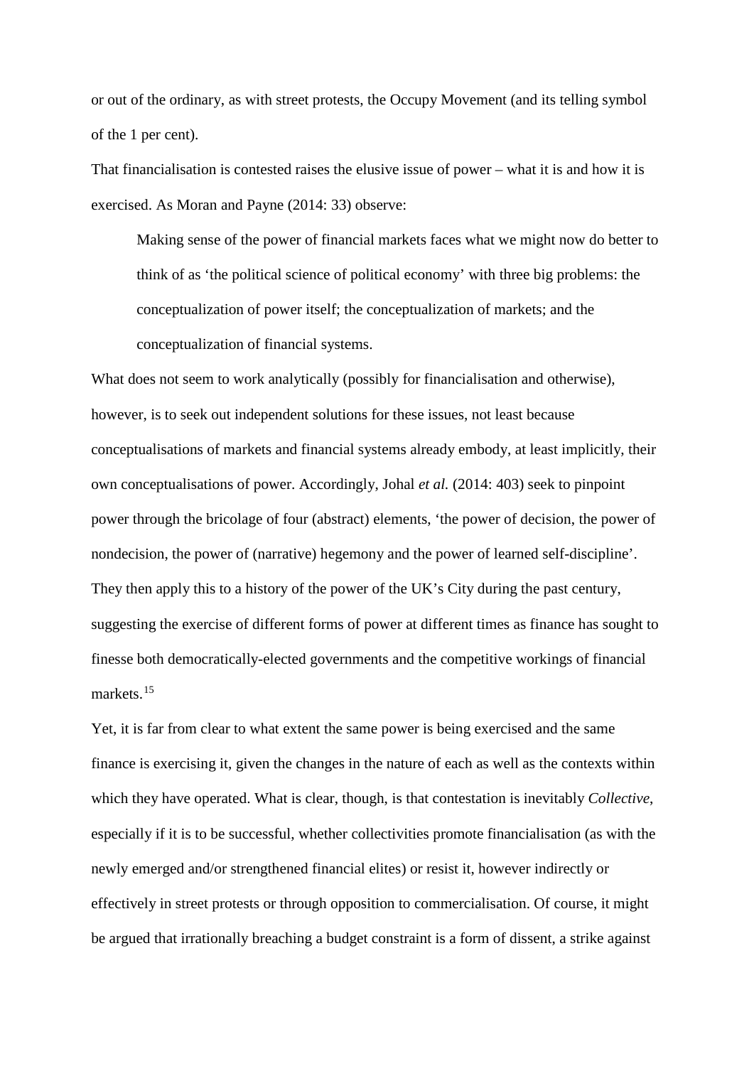or out of the ordinary, as with street protests, the Occupy Movement (and its telling symbol of the 1 per cent).

That financialisation is contested raises the elusive issue of power – what it is and how it is exercised. As Moran and Payne (2014: 33) observe:

> Making sense of the power of financial markets faces what we might now do better to think of as 'the political science of political economy' with three big problems: the conceptualization of power itself; the conceptualization of markets; and the conceptualization of financial systems.

What does not seem to work analytically (possibly for financialisation and otherwise), however, is to seek out independent solutions for these issues, not least because conceptualisations of markets and financial systems already embody, at least implicitly, their own conceptualisations of power. Accordingly, Johal *et al.* (2014: 403) seek to pinpoint power through the bricolage of four (abstract) elements, 'the power of decision, the power of nondecision, the power of (narrative) hegemony and the power of learned self-discipline'. They then apply this to a history of the power of the UK's City during the past century, suggesting the exercise of different forms of power at different times as finance has sought to finesse both democratically-elected governments and the competitive workings of financial markets.[15]

Yet, it is far from clear to what extent the same power is being exercised and the same finance is exercising it, given the changes in the nature of each as well as the contexts within which they have operated. What is clear, though, is that contestation is inevitably *Collective*, especially if it is to be successful, whether collectivities promote financialisation (as with the newly emerged and/or strengthened financial elites) or resist it, however indirectly or effectively in street protests or through opposition to commercialisation. Of course, it might be argued that irrationally breaching a budget constraint is a form of dissent, a strike against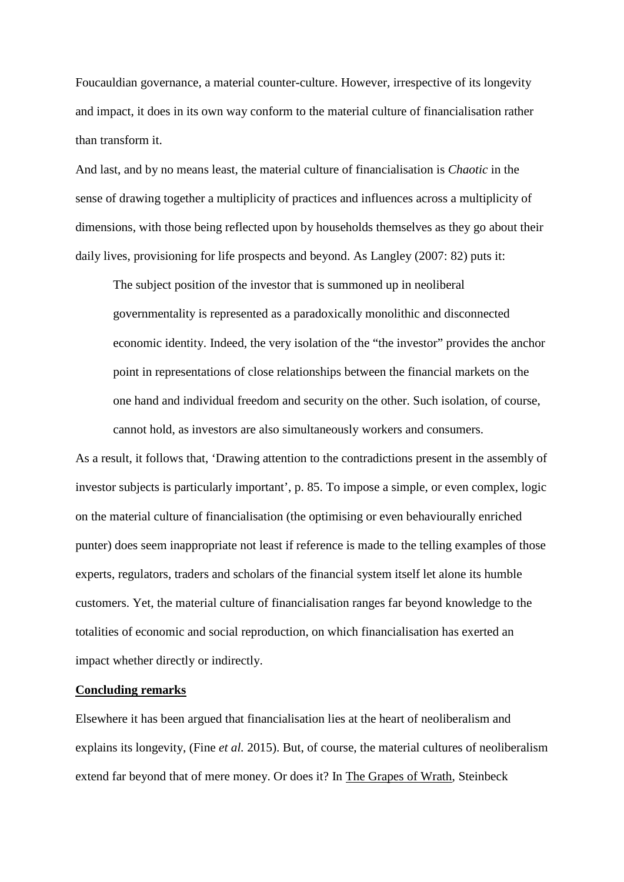Foucauldian governance, a material counter-culture. However, irrespective of its longevity and impact, it does in its own way conform to the material culture of financialisation rather than transform it.

And last, and by no means least, the material culture of financialisation is *Chaotic* in the sense of drawing together a multiplicity of practices and influences across a multiplicity of dimensions, with those being reflected upon by households themselves as they go about their daily lives, provisioning for life prospects and beyond. As Langley (2007: 82) puts it:

> The subject position of the investor that is summoned up in neoliberal governmentality is represented as a paradoxically monolithic and disconnected economic identity. Indeed, the very isolation of the "the investor" provides the anchor point in representations of close relationships between the financial markets on the one hand and individual freedom and security on the other. Such isolation, of course, cannot hold, as investors are also simultaneously workers and consumers.

As a result, it follows that, 'Drawing attention to the contradictions present in the assembly of investor subjects is particularly important', p. 85. To impose a simple, or even complex, logic on the material culture of financialisation (the optimising or even behaviourally enriched punter) does seem inappropriate not least if reference is made to the telling examples of those experts, regulators, traders and scholars of the financial system itself let alone its humble customers. Yet, the material culture of financialisation ranges far beyond knowledge to the totalities of economic and social reproduction, on which financialisation has exerted an impact whether directly or indirectly.

## Concluding remarks

Elsewhere it has been argued that financialisation lies at the heart of neoliberalism and explains its longevity, (Fine *et al.* 2015). But, of course, the material cultures of neoliberalism extend far beyond that of mere money. Or does it? In The Grapes of Wrath, Steinbeck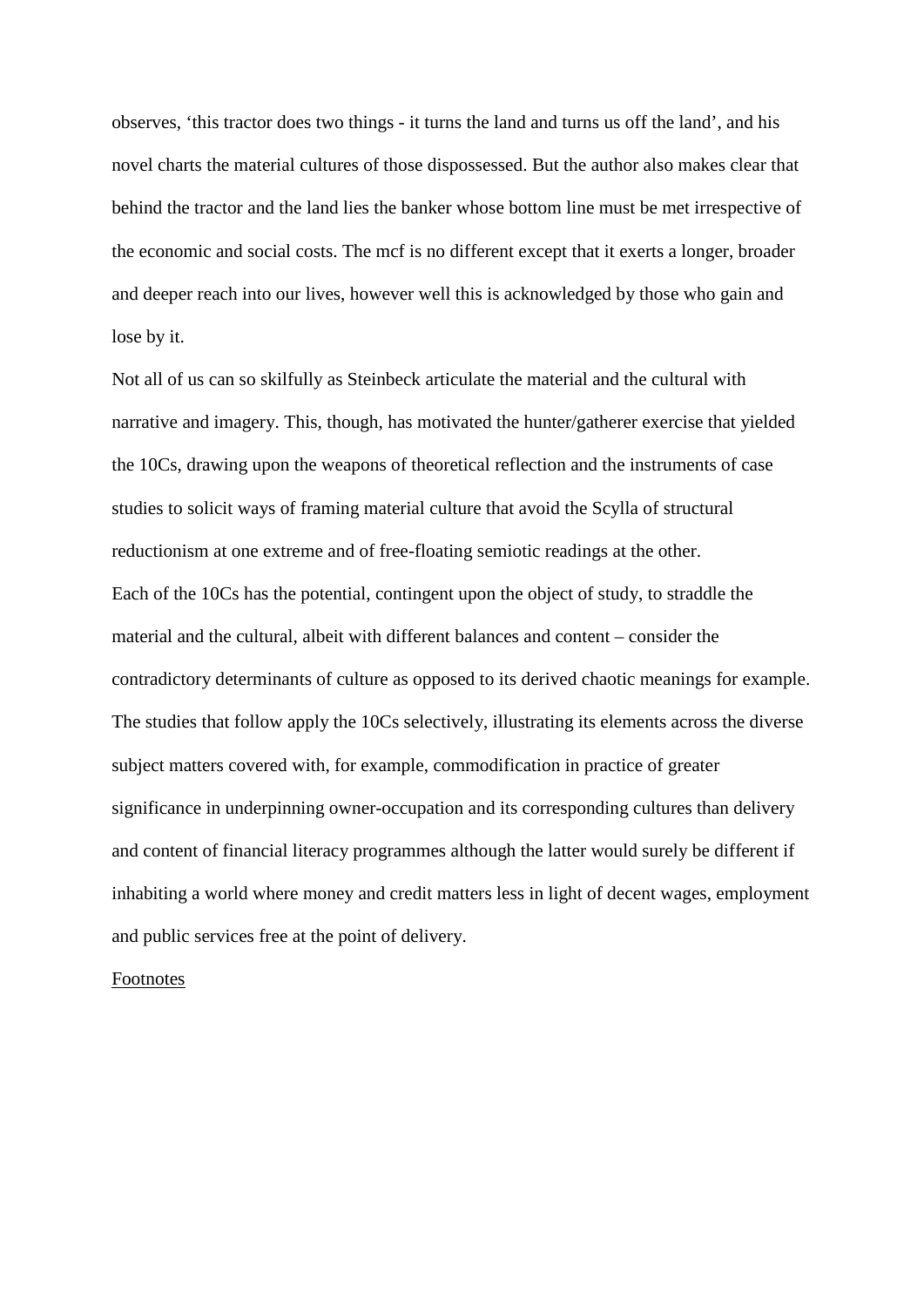observes, 'this tractor does two things - it turns the land and turns us off the land', and his novel charts the material cultures of those dispossessed. But the author also makes clear that behind the tractor and the land lies the banker whose bottom line must be met irrespective of the economic and social costs. The mcf is no different except that it exerts a longer, broader and deeper reach into our lives, however well this is acknowledged by those who gain and lose by it.

Not all of us can so skilfully as Steinbeck articulate the material and the cultural with narrative and imagery. This, though, has motivated the hunter/gatherer exercise that yielded the 10Cs, drawing upon the weapons of theoretical reflection and the instruments of case studies to solicit ways of framing material culture that avoid the Scylla of structural reductionism at one extreme and of free-floating semiotic readings at the other.

Each of the 10Cs has the potential, contingent upon the object of study, to straddle the material and the cultural, albeit with different balances and content – consider the contradictory determinants of culture as opposed to its derived chaotic meanings for example. The studies that follow apply the 10Cs selectively, illustrating its elements across the diverse subject matters covered with, for example, commodification in practice of greater significance in underpinning owner-occupation and its corresponding cultures than delivery and content of financial literacy programmes although the latter would surely be different if inhabiting a world where money and credit matters less in light of decent wages, employment and public services free at the point of delivery.

Footnotes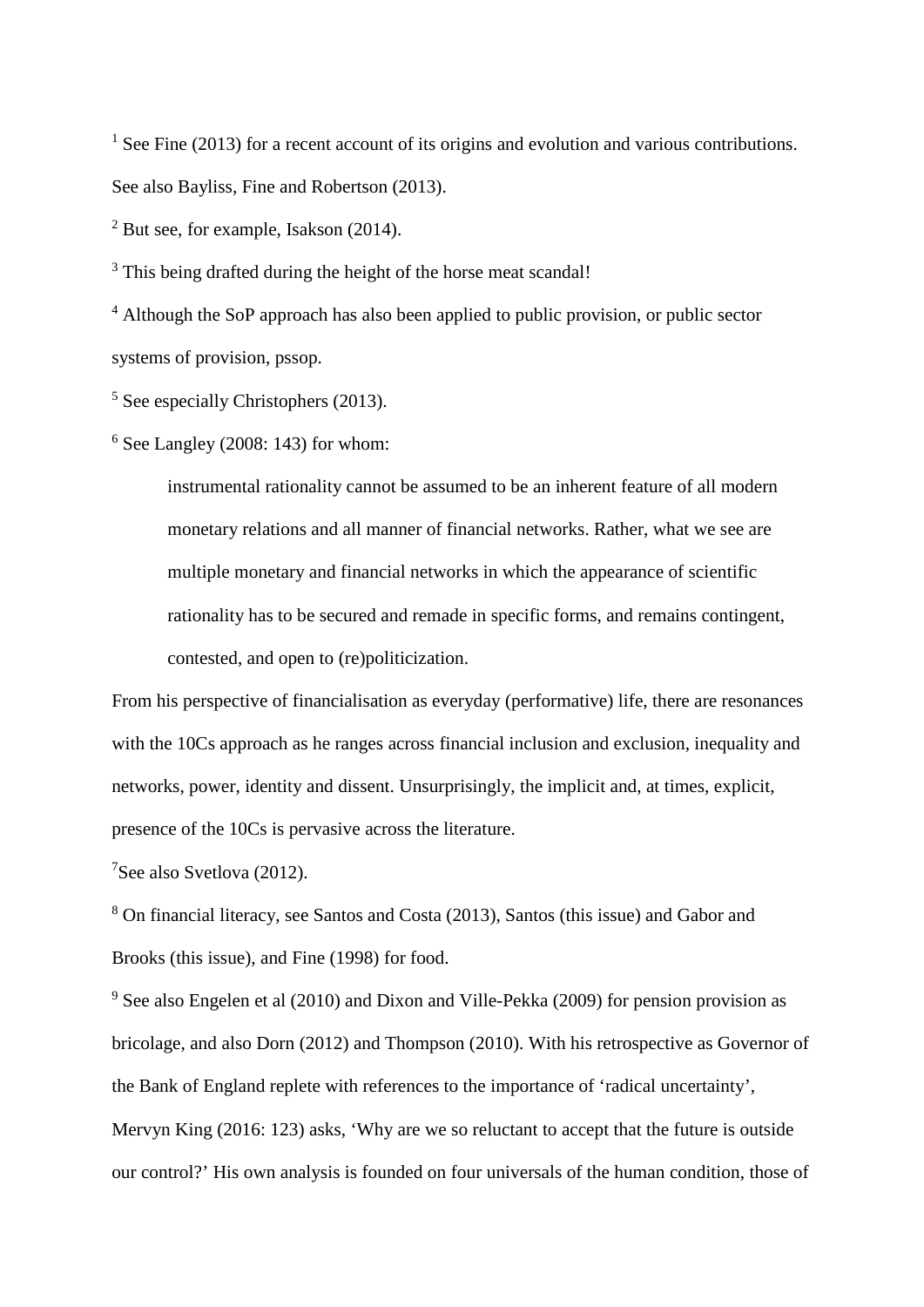[1] See Fine (2013) for a recent account of its origins and evolution and various contributions. See also Bayliss, Fine and Robertson (2013).

[2] But see, for example, Isakson (2014).

[3] This being drafted during the height of the horse meat scandal!

[4] Although the SoP approach has also been applied to public provision, or public sector systems of provision, pssop.

[5] See especially Christophers (2013).

[6] See Langley (2008: 143) for whom:

> instrumental rationality cannot be assumed to be an inherent feature of all modern monetary relations and all manner of financial networks. Rather, what we see are multiple monetary and financial networks in which the appearance of scientific rationality has to be secured and remade in specific forms, and remains contingent, contested, and open to (re)politicization.

From his perspective of financialisation as everyday (performative) life, there are resonances with the 10Cs approach as he ranges across financial inclusion and exclusion, inequality and networks, power, identity and dissent. Unsurprisingly, the implicit and, at times, explicit, presence of the 10Cs is pervasive across the literature.

[7] See also Svetlova (2012).

[8] On financial literacy, see Santos and Costa (2013), Santos (this issue) and Gabor and Brooks (this issue), and Fine (1998) for food.

[9] See also Engelen et al (2010) and Dixon and Ville-Pekka (2009) for pension provision as bricolage, and also Dorn (2012) and Thompson (2010). With his retrospective as Governor of the Bank of England replete with references to the importance of 'radical uncertainty', Mervyn King (2016: 123) asks, 'Why are we so reluctant to accept that the future is outside our control?' His own analysis is founded on four universals of the human condition, those of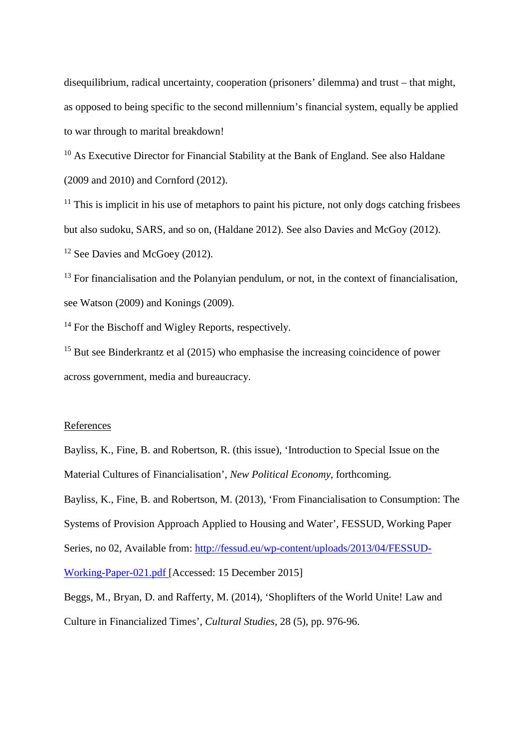disequilibrium, radical uncertainty, cooperation (prisoners' dilemma) and trust – that might, as opposed to being specific to the second millennium's financial system, equally be applied to war through to marital breakdown!

[10] As Executive Director for Financial Stability at the Bank of England. See also Haldane (2009 and 2010) and Cornford (2012).

[11] This is implicit in his use of metaphors to paint his picture, not only dogs catching frisbees but also sudoku, SARS, and so on, (Haldane 2012). See also Davies and McGoy (2012).

[12] See Davies and McGoey (2012).

[13] For financialisation and the Polanyian pendulum, or not, in the context of financialisation, see Watson (2009) and Konings (2009).

[14] For the Bischoff and Wigley Reports, respectively.

[15] But see Binderkrantz et al (2015) who emphasise the increasing coincidence of power across government, media and bureaucracy.

## References

Bayliss, K., Fine, B. and Robertson, R. (this issue), 'Introduction to Special Issue on the Material Cultures of Financialisation', *New Political Economy*, forthcoming.

Bayliss, K., Fine, B. and Robertson, M. (2013), 'From Financialisation to Consumption: The Systems of Provision Approach Applied to Housing and Water', FESSUD, Working Paper Series, no 02, Available from: [http://fessud.eu/wp-content/uploads/2013/04/FESSUD-Working-Paper-021.pdf](http://fessud.eu/wp-content/uploads/2013/04/FESSUD-Working-Paper-021.pdf) [Accessed: 15 December 2015]

Beggs, M., Bryan, D. and Rafferty, M. (2014), 'Shoplifters of the World Unite! Law and Culture in Financialized Times', *Cultural Studies*, 28 (5), pp. 976-96.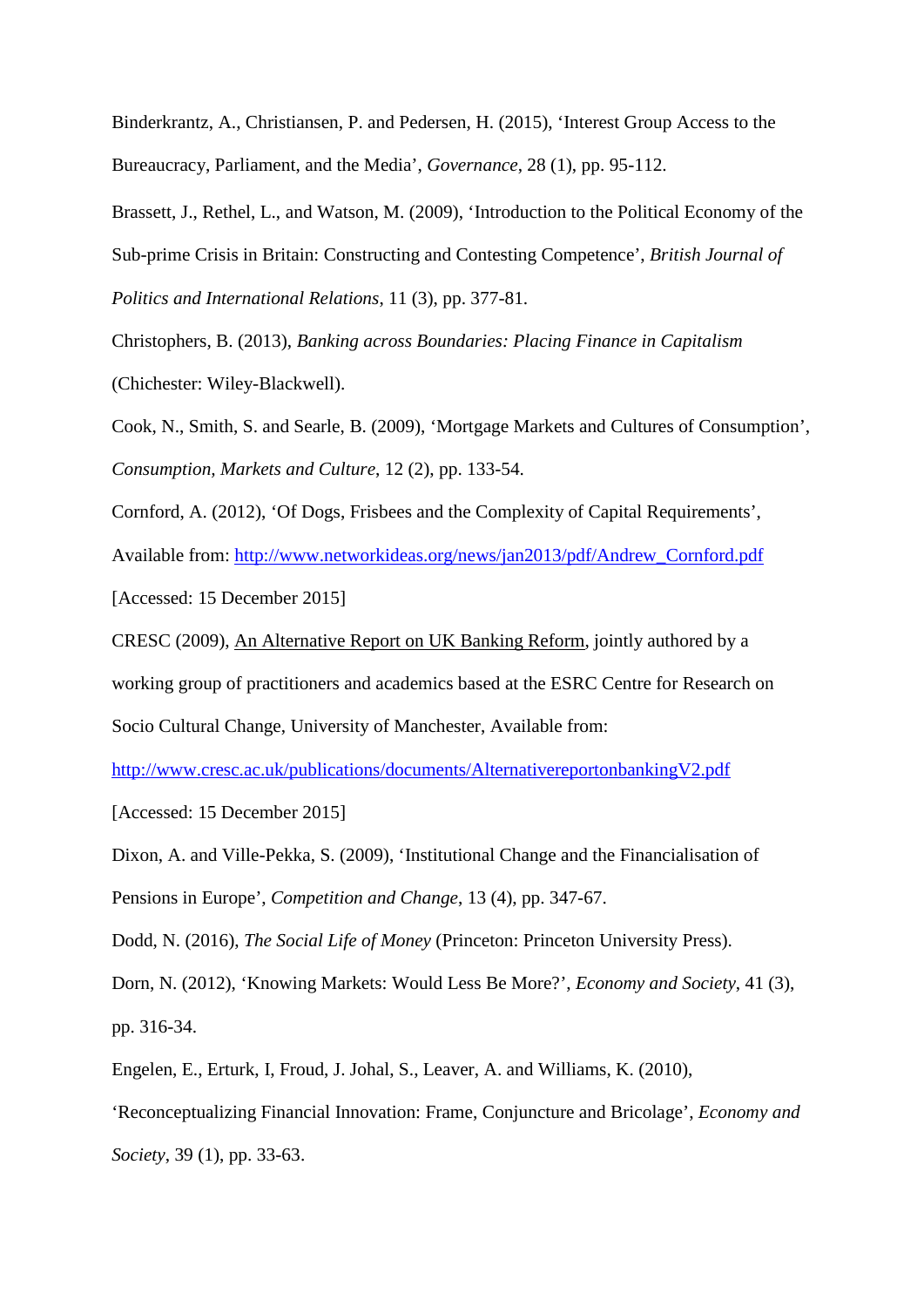Binderkrantz, A., Christiansen, P. and Pedersen, H. (2015), 'Interest Group Access to the Bureaucracy, Parliament, and the Media', *Governance*, 28 (1), pp. 95-112.

Brassett, J., Rethel, L., and Watson, M. (2009), 'Introduction to the Political Economy of the Sub-prime Crisis in Britain: Constructing and Contesting Competence', *British Journal of Politics and International Relations*, 11 (3), pp. 377-81.

Christophers, B. (2013), *Banking across Boundaries: Placing Finance in Capitalism* (Chichester: Wiley-Blackwell).

Cook, N., Smith, S. and Searle, B. (2009), 'Mortgage Markets and Cultures of Consumption', *Consumption, Markets and Culture*, 12 (2), pp. 133-54.

Cornford, A. (2012), 'Of Dogs, Frisbees and the Complexity of Capital Requirements', Available from: http://www.networkideas.org/news/jan2013/pdf/Andrew_Cornford.pdf [Accessed: 15 December 2015]

CRESC (2009), An Alternative Report on UK Banking Reform, jointly authored by a working group of practitioners and academics based at the ESRC Centre for Research on Socio Cultural Change, University of Manchester, Available from: http://www.cresc.ac.uk/publications/documents/AlternativereportonbankingV2.pdf [Accessed: 15 December 2015]

Dixon, A. and Ville-Pekka, S. (2009), 'Institutional Change and the Financialisation of Pensions in Europe', *Competition and Change*, 13 (4), pp. 347-67.

Dodd, N. (2016), *The Social Life of Money* (Princeton: Princeton University Press).

Dorn, N. (2012), 'Knowing Markets: Would Less Be More?', *Economy and Society*, 41 (3), pp. 316-34.

Engelen, E., Erturk, I, Froud, J. Johal, S., Leaver, A. and Williams, K. (2010), 'Reconceptualizing Financial Innovation: Frame, Conjuncture and Bricolage', *Economy and Society*, 39 (1), pp. 33-63.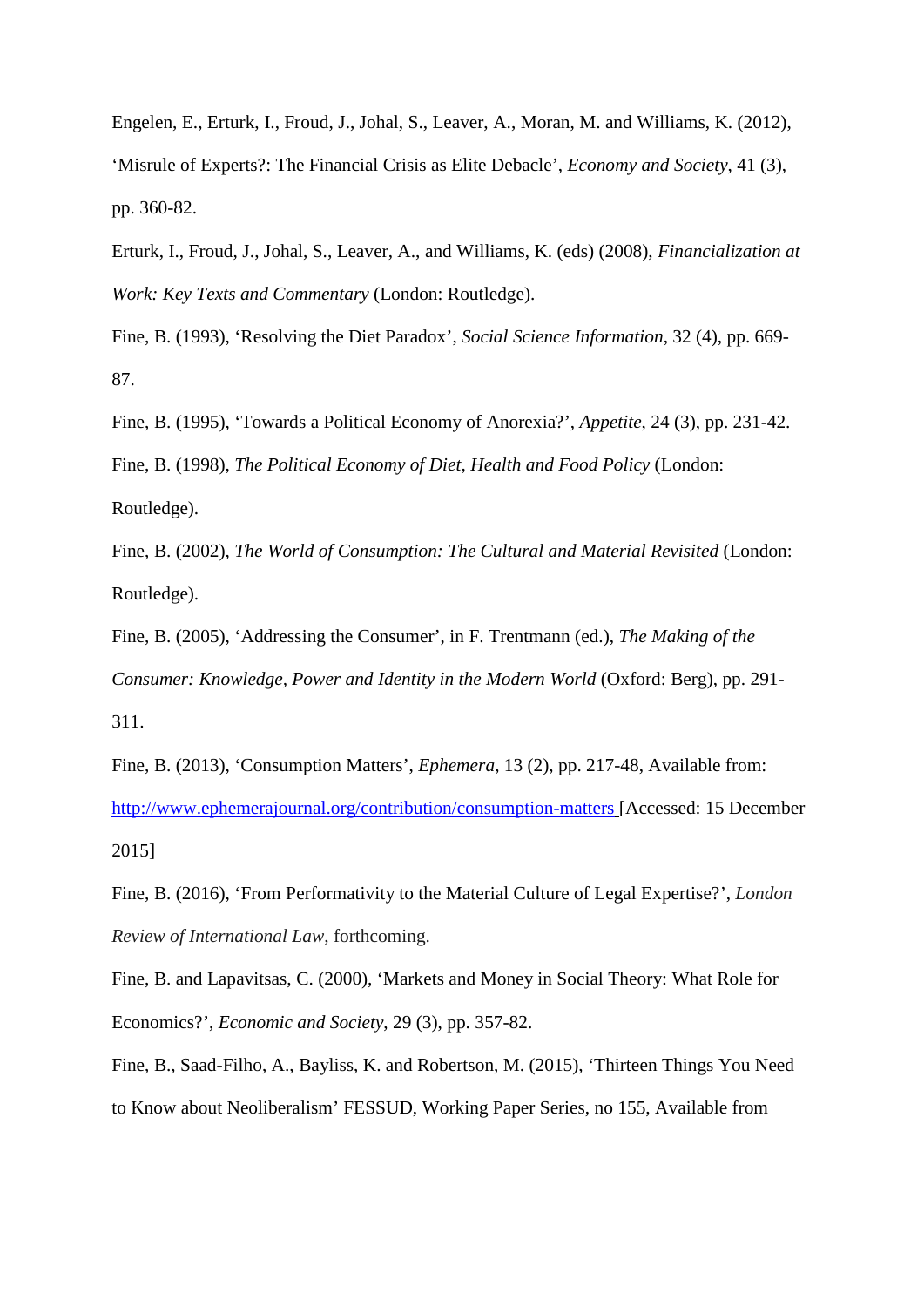Engelen, E., Erturk, I., Froud, J., Johal, S., Leaver, A., Moran, M. and Williams, K. (2012), 'Misrule of Experts?: The Financial Crisis as Elite Debacle', *Economy and Society*, 41 (3), pp. 360-82.

Erturk, I., Froud, J., Johal, S., Leaver, A., and Williams, K. (eds) (2008), *Financialization at Work: Key Texts and Commentary* (London: Routledge).

Fine, B. (1993), 'Resolving the Diet Paradox', *Social Science Information*, 32 (4), pp. 669-87.

Fine, B. (1995), 'Towards a Political Economy of Anorexia?', *Appetite*, 24 (3), pp. 231-42.

Fine, B. (1998), *The Political Economy of Diet, Health and Food Policy* (London: Routledge).

Fine, B. (2002), *The World of Consumption: The Cultural and Material Revisited* (London: Routledge).

Fine, B. (2005), 'Addressing the Consumer', in F. Trentmann (ed.), *The Making of the Consumer: Knowledge, Power and Identity in the Modern World* (Oxford: Berg), pp. 291-311.

Fine, B. (2013), 'Consumption Matters', *Ephemera*, 13 (2), pp. 217-48, Available from: http://www.ephemerajournal.org/contribution/consumption-matters [Accessed: 15 December 2015]

Fine, B. (2016), 'From Performativity to the Material Culture of Legal Expertise?', *London Review of International Law*, forthcoming.

Fine, B. and Lapavitsas, C. (2000), 'Markets and Money in Social Theory: What Role for Economics?', *Economic and Society*, 29 (3), pp. 357-82.

Fine, B., Saad-Filho, A., Bayliss, K. and Robertson, M. (2015), 'Thirteen Things You Need to Know about Neoliberalism' FESSUD, Working Paper Series, no 155, Available from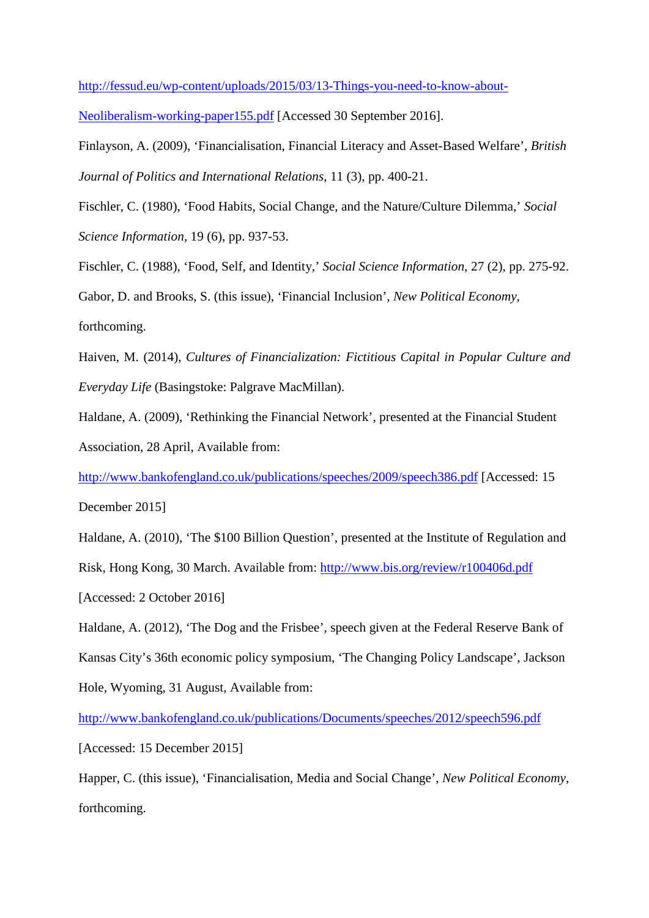http://fessud.eu/wp-content/uploads/2015/03/13-Things-you-need-to-know-about-Neoliberalism-working-paper155.pdf [Accessed 30 September 2016].

Finlayson, A. (2009), 'Financialisation, Financial Literacy and Asset-Based Welfare', *British Journal of Politics and International Relations*, 11 (3), pp. 400-21.

Fischler, C. (1980), 'Food Habits, Social Change, and the Nature/Culture Dilemma,' *Social Science Information*, 19 (6), pp. 937-53.

Fischler, C. (1988), 'Food, Self, and Identity,' *Social Science Information*, 27 (2), pp. 275-92.

Gabor, D. and Brooks, S. (this issue), 'Financial Inclusion', *New Political Economy*, forthcoming.

Haiven, M. (2014), *Cultures of Financialization: Fictitious Capital in Popular Culture and Everyday Life* (Basingstoke: Palgrave MacMillan).

Haldane, A. (2009), 'Rethinking the Financial Network', presented at the Financial Student Association, 28 April, Available from: http://www.bankofengland.co.uk/publications/speeches/2009/speech386.pdf [Accessed: 15 December 2015]

Haldane, A. (2010), 'The $100 Billion Question', presented at the Institute of Regulation and Risk, Hong Kong, 30 March. Available from: http://www.bis.org/review/r100406d.pdf [Accessed: 2 October 2016]

Haldane, A. (2012), 'The Dog and the Frisbee', speech given at the Federal Reserve Bank of Kansas City's 36th economic policy symposium, 'The Changing Policy Landscape', Jackson Hole, Wyoming, 31 August, Available from: http://www.bankofengland.co.uk/publications/Documents/speeches/2012/speech596.pdf [Accessed: 15 December 2015]

Happer, C. (this issue), 'Financialisation, Media and Social Change', *New Political Economy*, forthcoming.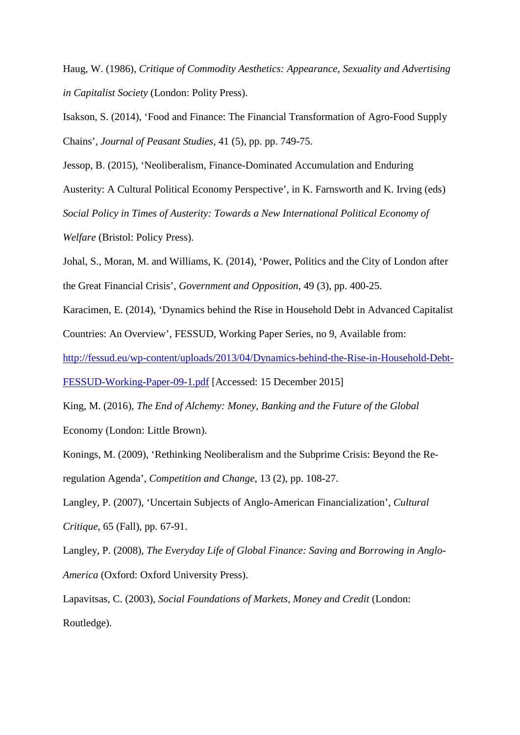Haug, W. (1986), *Critique of Commodity Aesthetics: Appearance, Sexuality and Advertising in Capitalist Society* (London: Polity Press).

Isakson, S. (2014), 'Food and Finance: The Financial Transformation of Agro-Food Supply Chains', *Journal of Peasant Studies*, 41 (5), pp. pp. 749-75.

Jessop, B. (2015), 'Neoliberalism, Finance-Dominated Accumulation and Enduring Austerity: A Cultural Political Economy Perspective', in K. Farnsworth and K. Irving (eds) *Social Policy in Times of Austerity: Towards a New International Political Economy of Welfare* (Bristol: Policy Press).

Johal, S., Moran, M. and Williams, K. (2014), 'Power, Politics and the City of London after the Great Financial Crisis', *Government and Opposition*, 49 (3), pp. 400-25.

Karacimen, E. (2014), 'Dynamics behind the Rise in Household Debt in Advanced Capitalist Countries: An Overview', FESSUD, Working Paper Series, no 9, Available from: http://fessud.eu/wp-content/uploads/2013/04/Dynamics-behind-the-Rise-in-Household-Debt-FESSUD-Working-Paper-09-1.pdf [Accessed: 15 December 2015]

King, M. (2016), *The End of Alchemy: Money, Banking and the Future of the Global* Economy (London: Little Brown).

Konings, M. (2009), 'Rethinking Neoliberalism and the Subprime Crisis: Beyond the Re-regulation Agenda', *Competition and Change*, 13 (2), pp. 108-27.

Langley, P. (2007), 'Uncertain Subjects of Anglo-American Financialization', *Cultural Critique*, 65 (Fall), pp. 67-91.

Langley, P. (2008), *The Everyday Life of Global Finance: Saving and Borrowing in Anglo-America* (Oxford: Oxford University Press).

Lapavitsas, C. (2003), *Social Foundations of Markets, Money and Credit* (London: Routledge).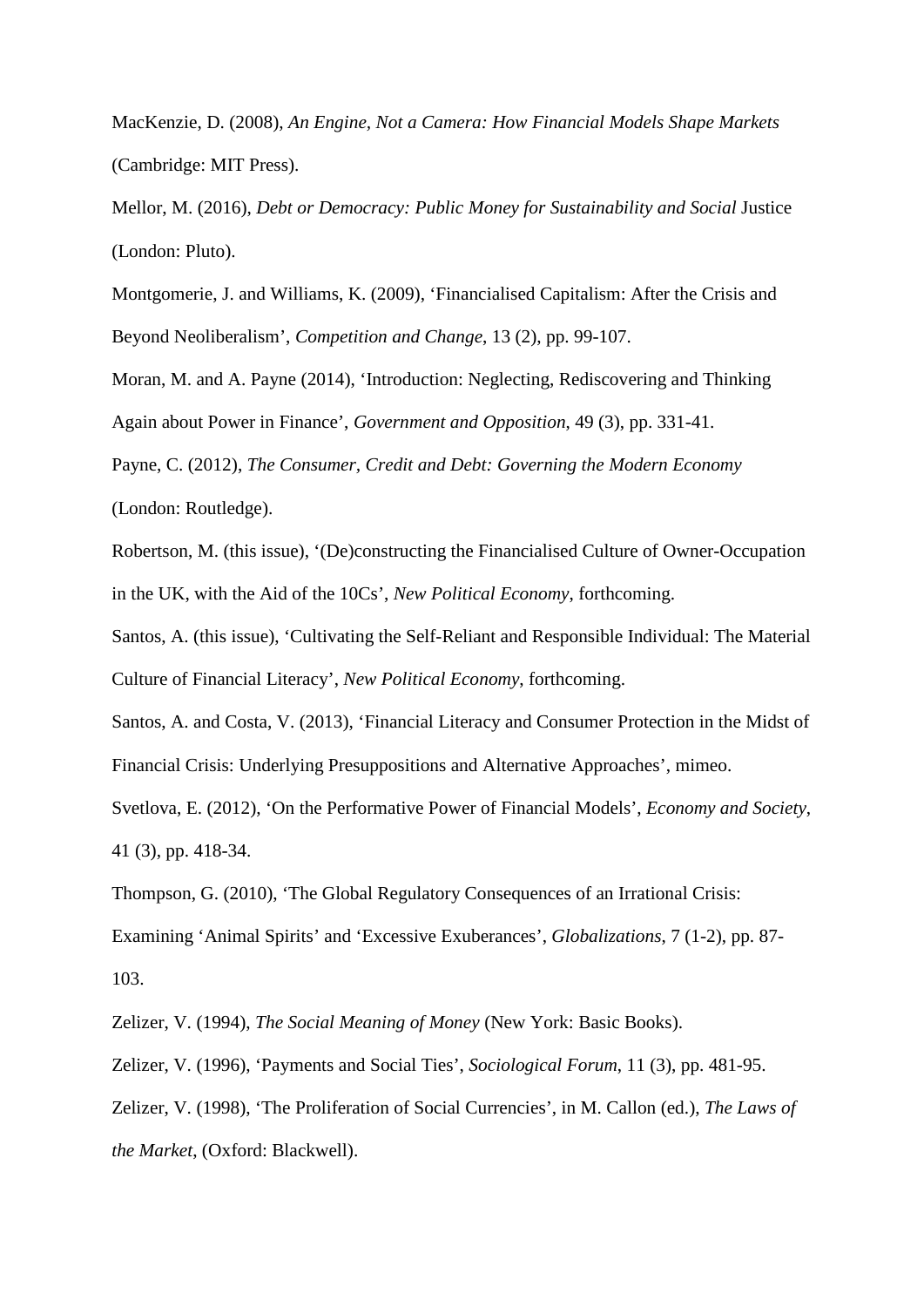MacKenzie, D. (2008), *An Engine, Not a Camera: How Financial Models Shape Markets* (Cambridge: MIT Press).

Mellor, M. (2016), *Debt or Democracy: Public Money for Sustainability and Social* Justice (London: Pluto).

Montgomerie, J. and Williams, K. (2009), 'Financialised Capitalism: After the Crisis and Beyond Neoliberalism', *Competition and Change*, 13 (2), pp. 99-107.

Moran, M. and A. Payne (2014), 'Introduction: Neglecting, Rediscovering and Thinking Again about Power in Finance', *Government and Opposition*, 49 (3), pp. 331-41.

Payne, C. (2012), *The Consumer, Credit and Debt: Governing the Modern Economy* (London: Routledge).

Robertson, M. (this issue), '(De)constructing the Financialised Culture of Owner-Occupation in the UK, with the Aid of the 10Cs', *New Political Economy*, forthcoming.

Santos, A. (this issue), 'Cultivating the Self-Reliant and Responsible Individual: The Material Culture of Financial Literacy', *New Political Economy*, forthcoming.

Santos, A. and Costa, V. (2013), 'Financial Literacy and Consumer Protection in the Midst of Financial Crisis: Underlying Presuppositions and Alternative Approaches', mimeo.

Svetlova, E. (2012), 'On the Performative Power of Financial Models', *Economy and Society*, 41 (3), pp. 418-34.

Thompson, G. (2010), 'The Global Regulatory Consequences of an Irrational Crisis: Examining 'Animal Spirits' and 'Excessive Exuberances', *Globalizations*, 7 (1-2), pp. 87-103.

Zelizer, V. (1994), *The Social Meaning of Money* (New York: Basic Books).

Zelizer, V. (1996), 'Payments and Social Ties', *Sociological Forum*, 11 (3), pp. 481-95.

Zelizer, V. (1998), 'The Proliferation of Social Currencies', in M. Callon (ed.), *The Laws of the Market*, (Oxford: Blackwell).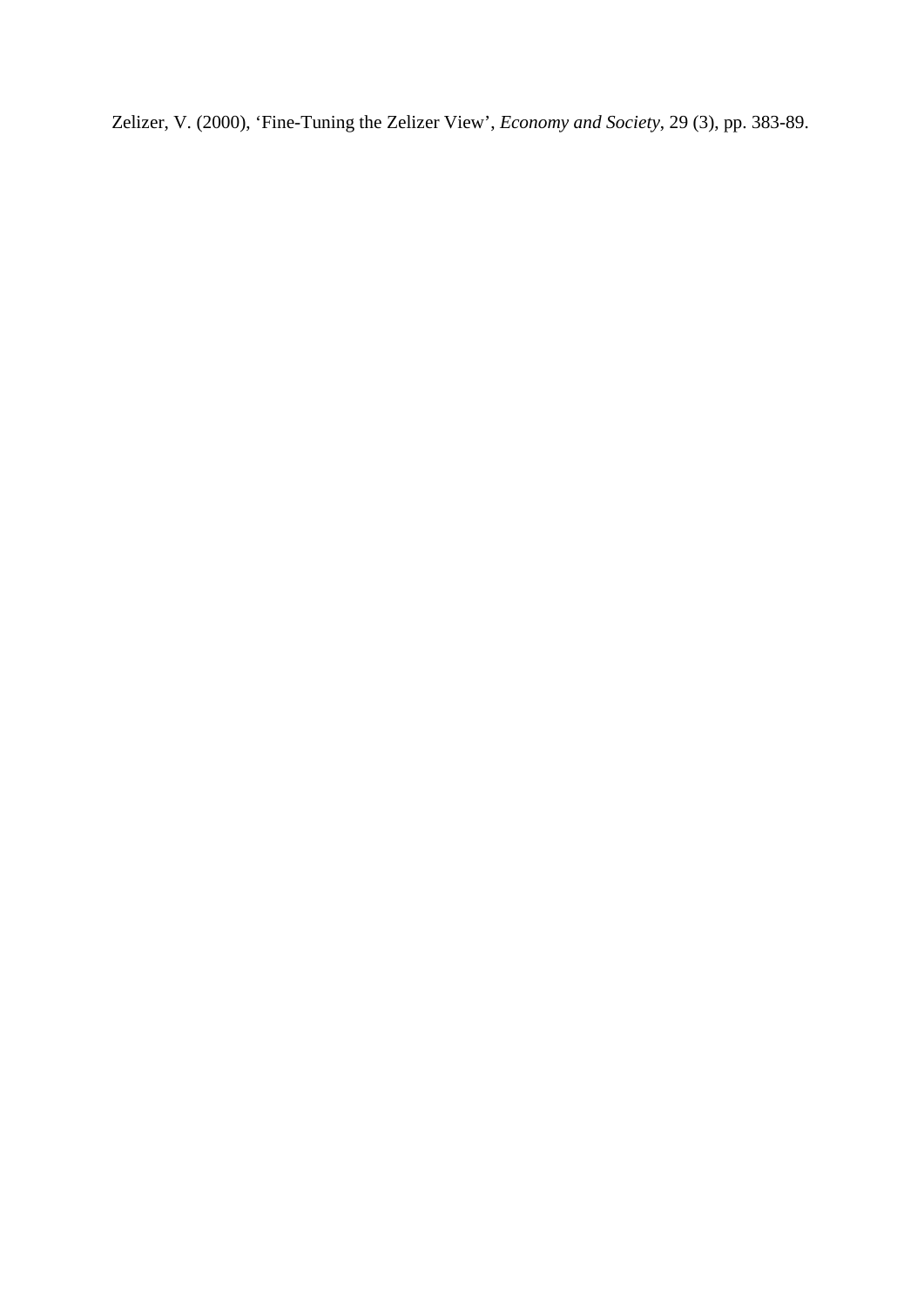Zelizer, V. (2000), ‘Fine-Tuning the Zelizer View’, *Economy and Society*, 29 (3), pp. 383-89.